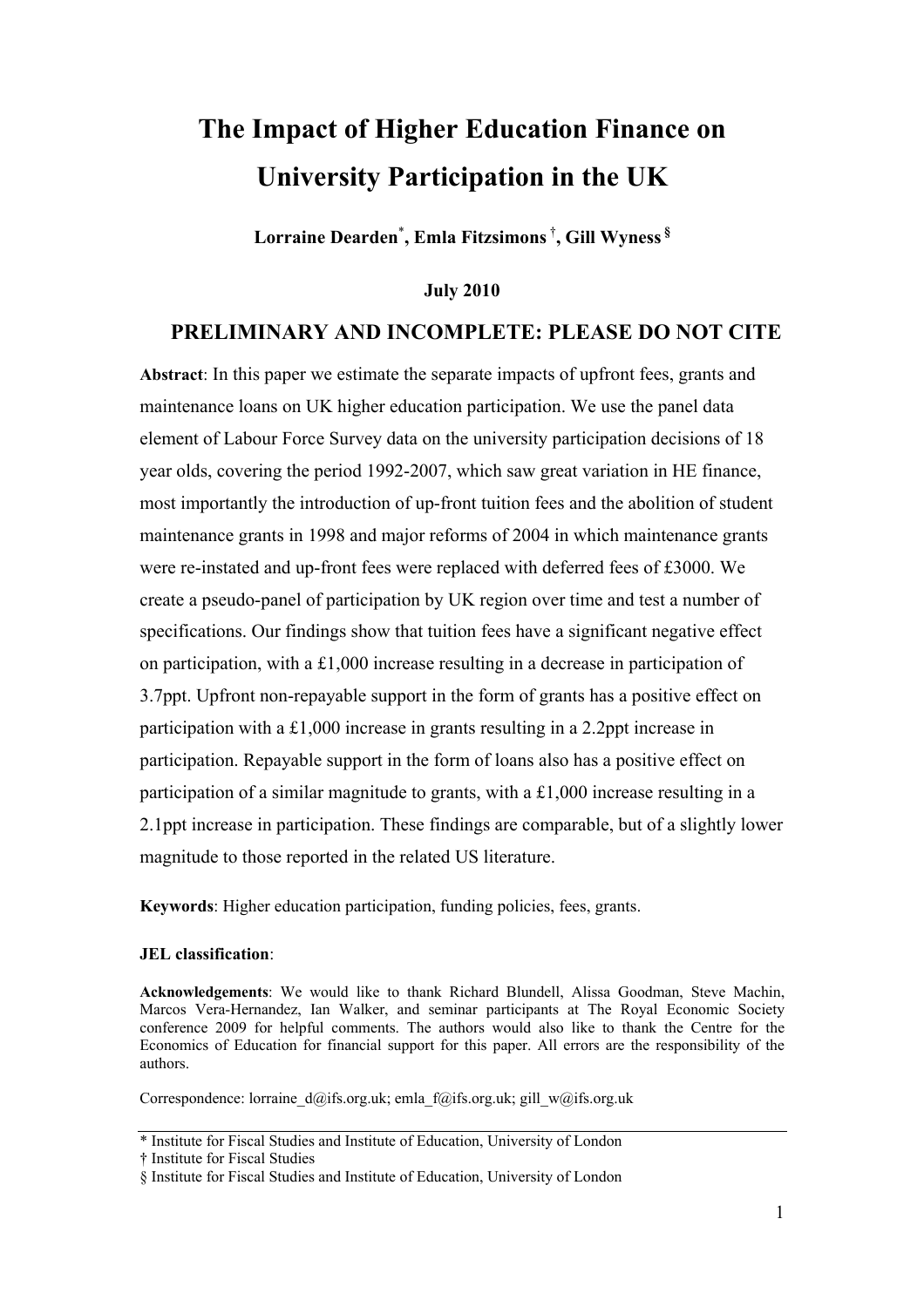# The Impact of Higher Education Finance on University Participation in the UK

**Lorraine Dearden[*], Emla Fitzsimons [†], Gill Wyness [§]**

**July 2010**

## PRELIMINARY AND INCOMPLETE: PLEASE DO NOT CITE

**Abstract**: In this paper we estimate the separate impacts of upfront fees, grants and maintenance loans on UK higher education participation. We use the panel data element of Labour Force Survey data on the university participation decisions of 18 year olds, covering the period 1992-2007, which saw great variation in HE finance, most importantly the introduction of up-front tuition fees and the abolition of student maintenance grants in 1998 and major reforms of 2004 in which maintenance grants were re-instated and up-front fees were replaced with deferred fees of £3000. We create a pseudo-panel of participation by UK region over time and test a number of specifications. Our findings show that tuition fees have a significant negative effect on participation, with a £1,000 increase resulting in a decrease in participation of 3.7ppt. Upfront non-repayable support in the form of grants has a positive effect on participation with a £1,000 increase in grants resulting in a 2.2ppt increase in participation. Repayable support in the form of loans also has a positive effect on participation of a similar magnitude to grants, with a £1,000 increase resulting in a 2.1ppt increase in participation. These findings are comparable, but of a slightly lower magnitude to those reported in the related US literature.

**Keywords**: Higher education participation, funding policies, fees, grants.

**JEL classification**:

**Acknowledgements**: We would like to thank Richard Blundell, Alissa Goodman, Steve Machin, Marcos Vera-Hernandez, Ian Walker, and seminar participants at The Royal Economic Society conference 2009 for helpful comments. The authors would also like to thank the Centre for the Economics of Education for financial support for this paper. All errors are the responsibility of the authors.

Correspondence: lorraine_d@ifs.org.uk; emla_f@ifs.org.uk; gill_w@ifs.org.uk

---

[*] Institute for Fiscal Studies and Institute of Education, University of London

[†] Institute for Fiscal Studies

[§] Institute for Fiscal Studies and Institute of Education, University of London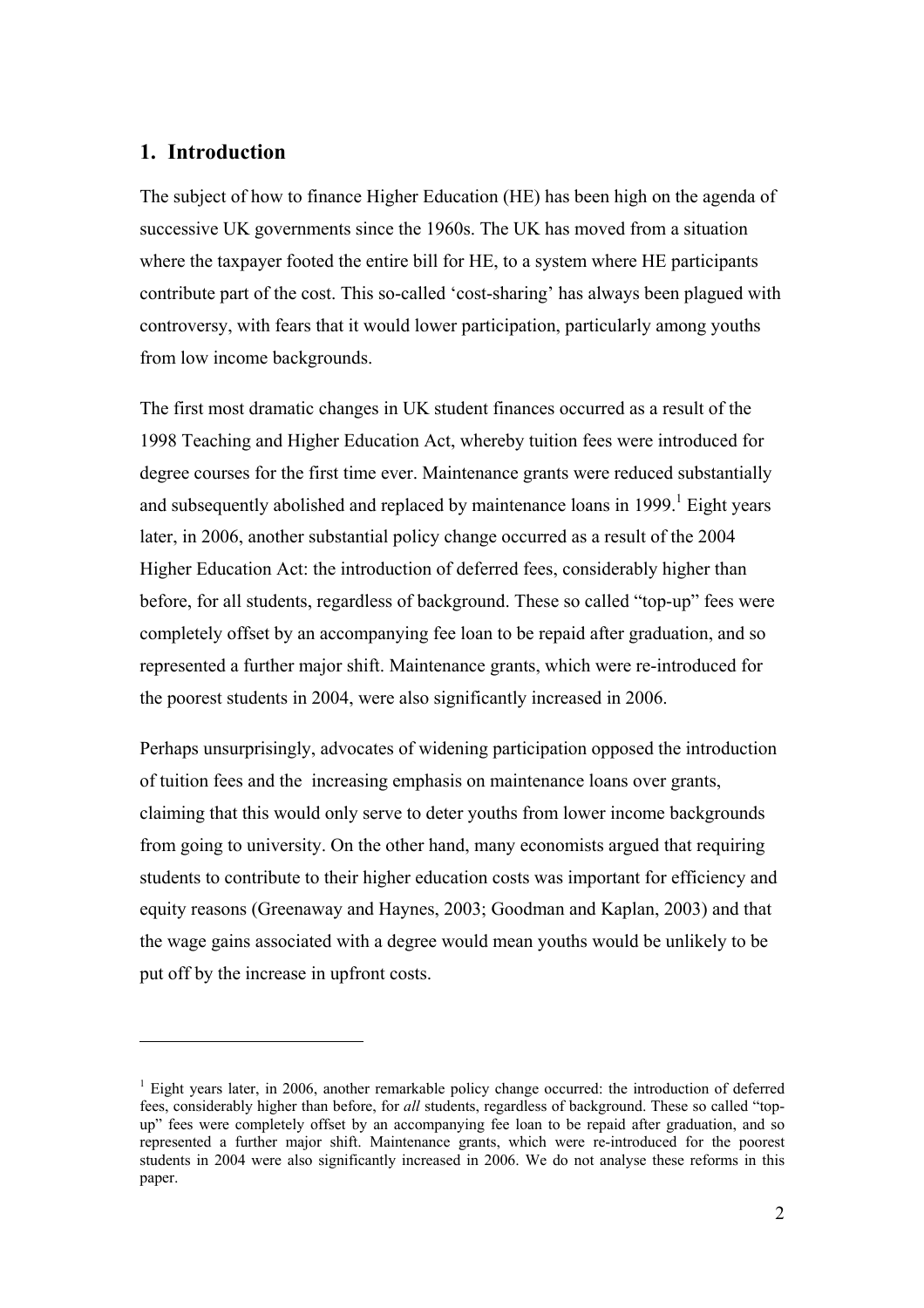## 1. Introduction

The subject of how to finance Higher Education (HE) has been high on the agenda of successive UK governments since the 1960s. The UK has moved from a situation where the taxpayer footed the entire bill for HE, to a system where HE participants contribute part of the cost. This so-called 'cost-sharing' has always been plagued with controversy, with fears that it would lower participation, particularly among youths from low income backgrounds.

The first most dramatic changes in UK student finances occurred as a result of the 1998 Teaching and Higher Education Act, whereby tuition fees were introduced for degree courses for the first time ever. Maintenance grants were reduced substantially and subsequently abolished and replaced by maintenance loans in 1999.[1] Eight years later, in 2006, another substantial policy change occurred as a result of the 2004 Higher Education Act: the introduction of deferred fees, considerably higher than before, for all students, regardless of background. These so called "top-up" fees were completely offset by an accompanying fee loan to be repaid after graduation, and so represented a further major shift. Maintenance grants, which were re-introduced for the poorest students in 2004, were also significantly increased in 2006.

Perhaps unsurprisingly, advocates of widening participation opposed the introduction of tuition fees and the increasing emphasis on maintenance loans over grants, claiming that this would only serve to deter youths from lower income backgrounds from going to university. On the other hand, many economists argued that requiring students to contribute to their higher education costs was important for efficiency and equity reasons (Greenaway and Haynes, 2003; Goodman and Kaplan, 2003) and that the wage gains associated with a degree would mean youths would be unlikely to be put off by the increase in upfront costs.

---

[1] Eight years later, in 2006, another remarkable policy change occurred: the introduction of deferred fees, considerably higher than before, for *all* students, regardless of background. These so called "top-up" fees were completely offset by an accompanying fee loan to be repaid after graduation, and so represented a further major shift. Maintenance grants, which were re-introduced for the poorest students in 2004 were also significantly increased in 2006. We do not analyse these reforms in this paper.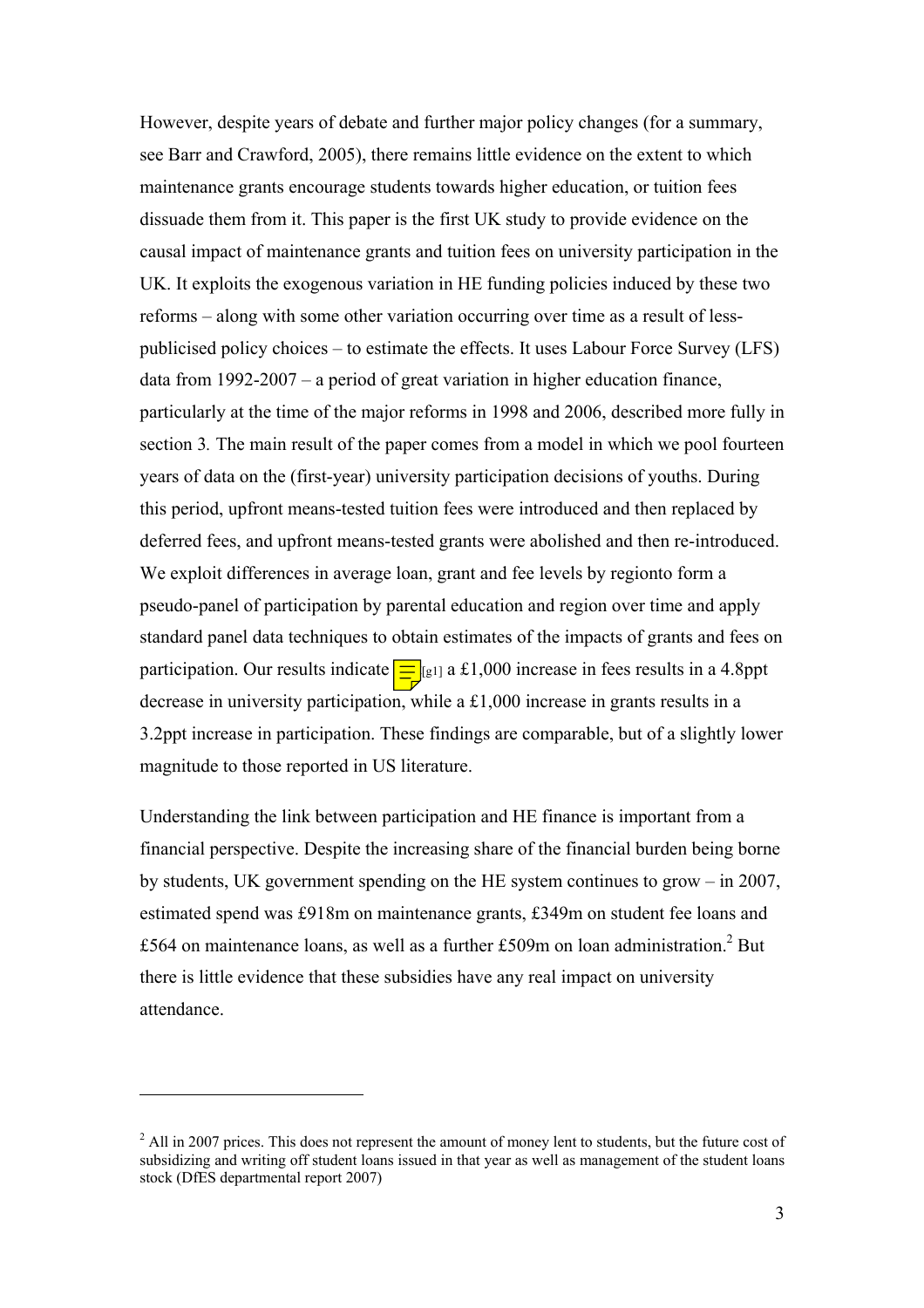However, despite years of debate and further major policy changes (for a summary, see Barr and Crawford, 2005), there remains little evidence on the extent to which maintenance grants encourage students towards higher education, or tuition fees dissuade them from it. This paper is the first UK study to provide evidence on the causal impact of maintenance grants and tuition fees on university participation in the UK. It exploits the exogenous variation in HE funding policies induced by these two reforms – along with some other variation occurring over time as a result of less-publicised policy choices – to estimate the effects. It uses Labour Force Survey (LFS) data from 1992-2007 – a period of great variation in higher education finance, particularly at the time of the major reforms in 1998 and 2006, described more fully in section 3. The main result of the paper comes from a model in which we pool fourteen years of data on the (first-year) university participation decisions of youths. During this period, upfront means-tested tuition fees were introduced and then replaced by deferred fees, and upfront means-tested grants were abolished and then re-introduced. We exploit differences in average loan, grant and fee levels by regionto form a pseudo-panel of participation by parental education and region over time and apply standard panel data techniques to obtain estimates of the impacts of grants and fees on participation. Our results indicate [g1] a £1,000 increase in fees results in a 4.8ppt decrease in university participation, while a £1,000 increase in grants results in a 3.2ppt increase in participation. These findings are comparable, but of a slightly lower magnitude to those reported in US literature.

Understanding the link between participation and HE finance is important from a financial perspective. Despite the increasing share of the financial burden being borne by students, UK government spending on the HE system continues to grow – in 2007, estimated spend was £918m on maintenance grants, £349m on student fee loans and £564 on maintenance loans, as well as a further £509m on loan administration.[2] But there is little evidence that these subsidies have any real impact on university attendance.

[2] All in 2007 prices. This does not represent the amount of money lent to students, but the future cost of subsidizing and writing off student loans issued in that year as well as management of the student loans stock (DfES departmental report 2007)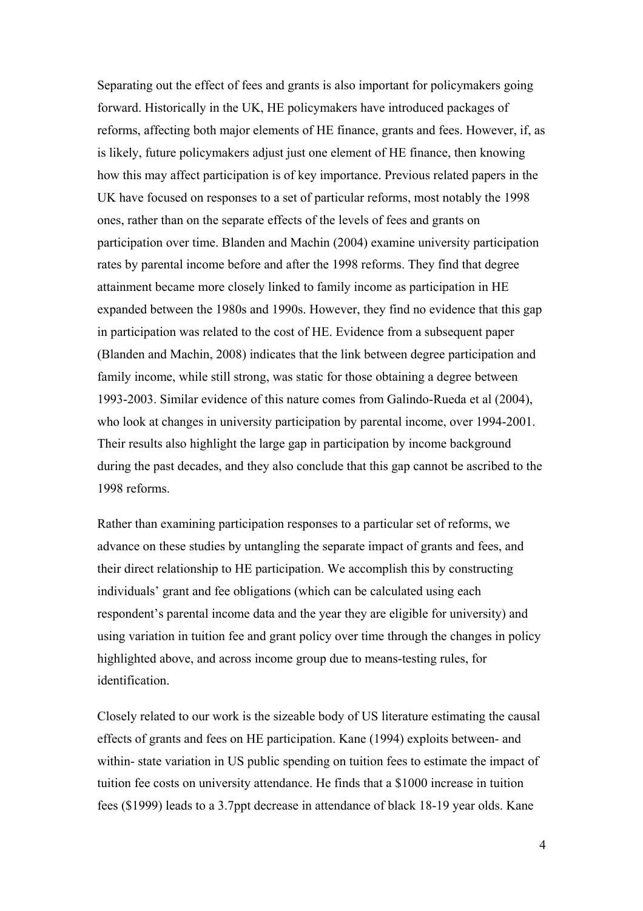Separating out the effect of fees and grants is also important for policymakers going forward. Historically in the UK, HE policymakers have introduced packages of reforms, affecting both major elements of HE finance, grants and fees. However, if, as is likely, future policymakers adjust just one element of HE finance, then knowing how this may affect participation is of key importance. Previous related papers in the UK have focused on responses to a set of particular reforms, most notably the 1998 ones, rather than on the separate effects of the levels of fees and grants on participation over time. Blanden and Machin (2004) examine university participation rates by parental income before and after the 1998 reforms. They find that degree attainment became more closely linked to family income as participation in HE expanded between the 1980s and 1990s. However, they find no evidence that this gap in participation was related to the cost of HE. Evidence from a subsequent paper (Blanden and Machin, 2008) indicates that the link between degree participation and family income, while still strong, was static for those obtaining a degree between 1993-2003. Similar evidence of this nature comes from Galindo-Rueda et al (2004), who look at changes in university participation by parental income, over 1994-2001. Their results also highlight the large gap in participation by income background during the past decades, and they also conclude that this gap cannot be ascribed to the 1998 reforms.

Rather than examining participation responses to a particular set of reforms, we advance on these studies by untangling the separate impact of grants and fees, and their direct relationship to HE participation. We accomplish this by constructing individuals' grant and fee obligations (which can be calculated using each respondent's parental income data and the year they are eligible for university) and using variation in tuition fee and grant policy over time through the changes in policy highlighted above, and across income group due to means-testing rules, for identification.

Closely related to our work is the sizeable body of US literature estimating the causal effects of grants and fees on HE participation. Kane (1994) exploits between- and within- state variation in US public spending on tuition fees to estimate the impact of tuition fee costs on university attendance. He finds that a \$1000 increase in tuition fees (\$1999) leads to a 3.7ppt decrease in attendance of black 18-19 year olds. Kane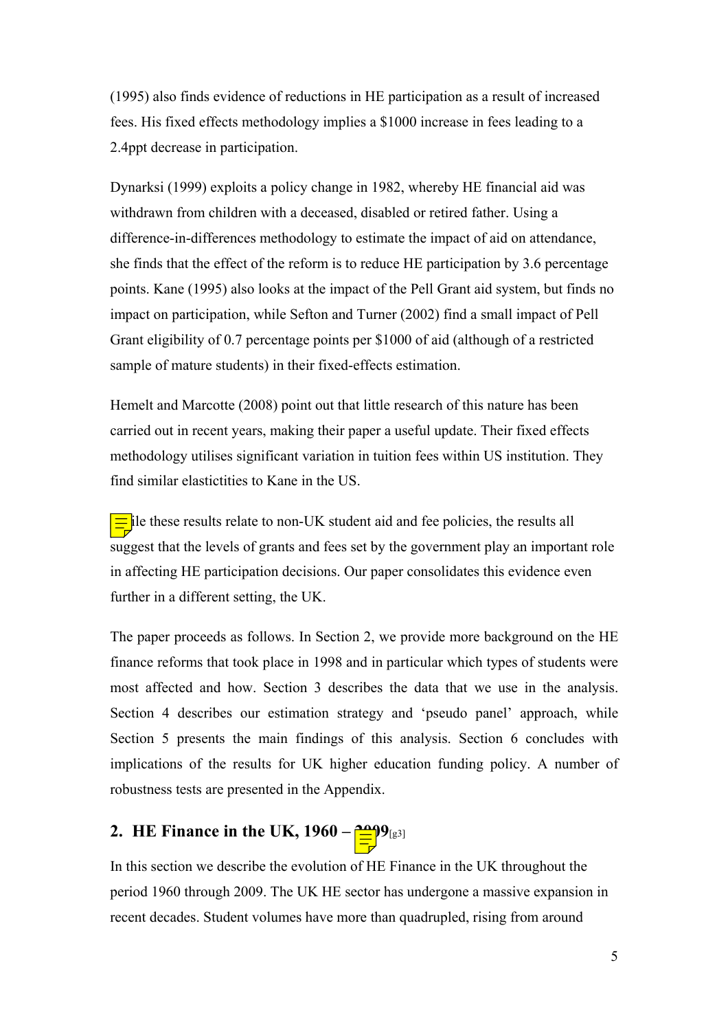(1995) also finds evidence of reductions in HE participation as a result of increased fees. His fixed effects methodology implies a $1000 increase in fees leading to a 2.4ppt decrease in participation.

Dynarksi (1999) exploits a policy change in 1982, whereby HE financial aid was withdrawn from children with a deceased, disabled or retired father. Using a difference-in-differences methodology to estimate the impact of aid on attendance, she finds that the effect of the reform is to reduce HE participation by 3.6 percentage points. Kane (1995) also looks at the impact of the Pell Grant aid system, but finds no impact on participation, while Sefton and Turner (2002) find a small impact of Pell Grant eligibility of 0.7 percentage points per $1000 of aid (although of a restricted sample of mature students) in their fixed-effects estimation.

Hemelt and Marcotte (2008) point out that little research of this nature has been carried out in recent years, making their paper a useful update. Their fixed effects methodology utilises significant variation in tuition fees within US institution. They find similar elastictities to Kane in the US.

ile these results relate to non-UK student aid and fee policies, the results all suggest that the levels of grants and fees set by the government play an important role in affecting HE participation decisions. Our paper consolidates this evidence even further in a different setting, the UK.

The paper proceeds as follows. In Section 2, we provide more background on the HE finance reforms that took place in 1998 and in particular which types of students were most affected and how. Section 3 describes the data that we use in the analysis. Section 4 describes our estimation strategy and 'pseudo panel' approach, while Section 5 presents the main findings of this analysis. Section 6 concludes with implications of the results for UK higher education funding policy. A number of robustness tests are presented in the Appendix.

## 2. HE Finance in the UK, 1960 – 2009[g3]

In this section we describe the evolution of HE Finance in the UK throughout the period 1960 through 2009. The UK HE sector has undergone a massive expansion in recent decades. Student volumes have more than quadrupled, rising from around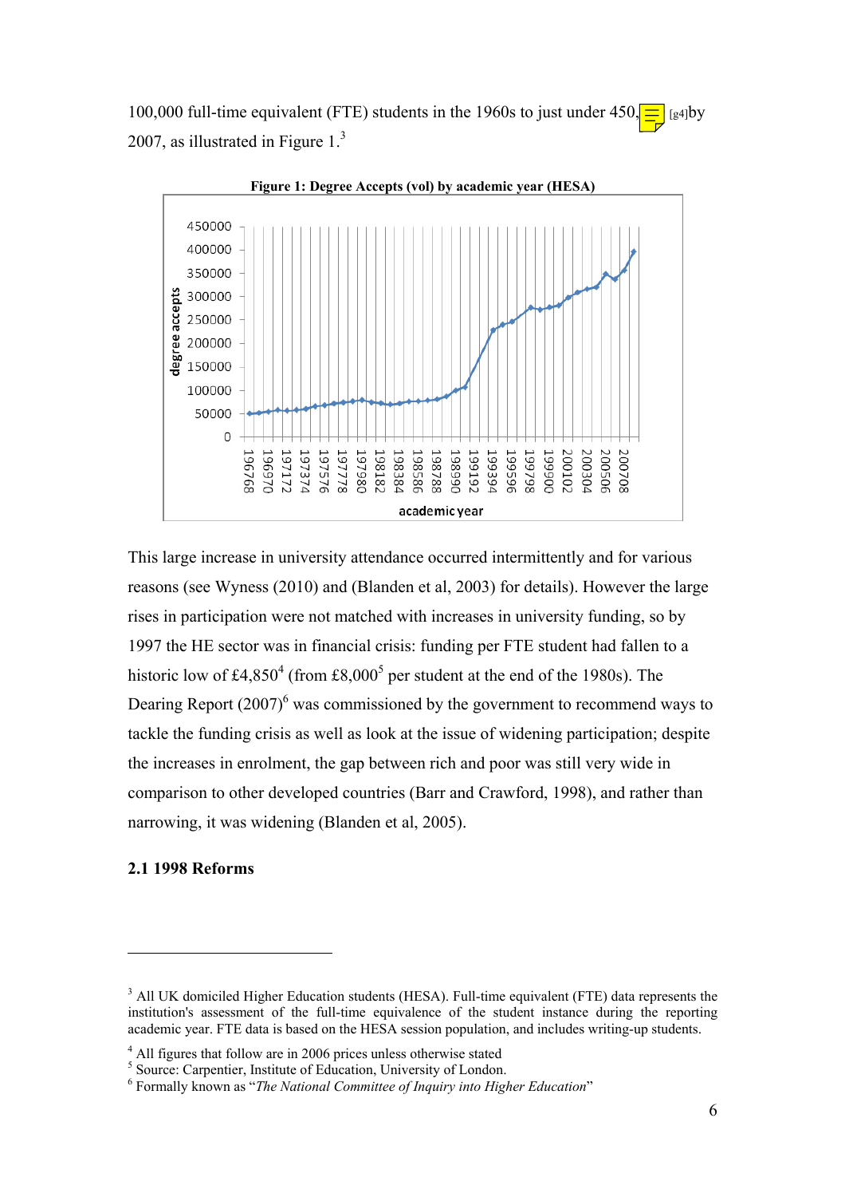100,000 full-time equivalent (FTE) students in the 1960s to just under 450, [g4]by 2007, as illustrated in Figure 1.[3]

**Figure 1: Degree Accepts (vol) by academic year (HESA)**

This large increase in university attendance occurred intermittently and for various reasons (see Wyness (2010) and (Blanden et al, 2003) for details). However the large rises in participation were not matched with increases in university funding, so by 1997 the HE sector was in financial crisis: funding per FTE student had fallen to a historic low of £4,850[4] (from £8,000[5] per student at the end of the 1980s). The Dearing Report (2007)[6] was commissioned by the government to recommend ways to tackle the funding crisis as well as look at the issue of widening participation; despite the increases in enrolment, the gap between rich and poor was still very wide in comparison to other developed countries (Barr and Crawford, 1998), and rather than narrowing, it was widening (Blanden et al, 2005).

### 2.1 1998 Reforms

---

[3] All UK domiciled Higher Education students (HESA). Full-time equivalent (FTE) data represents the institution's assessment of the full-time equivalence of the student instance during the reporting academic year. FTE data is based on the HESA session population, and includes writing-up students.

[4] All figures that follow are in 2006 prices unless otherwise stated

[5] Source: Carpentier, Institute of Education, University of London.

[6] Formally known as "*The National Committee of Inquiry into Higher Education*"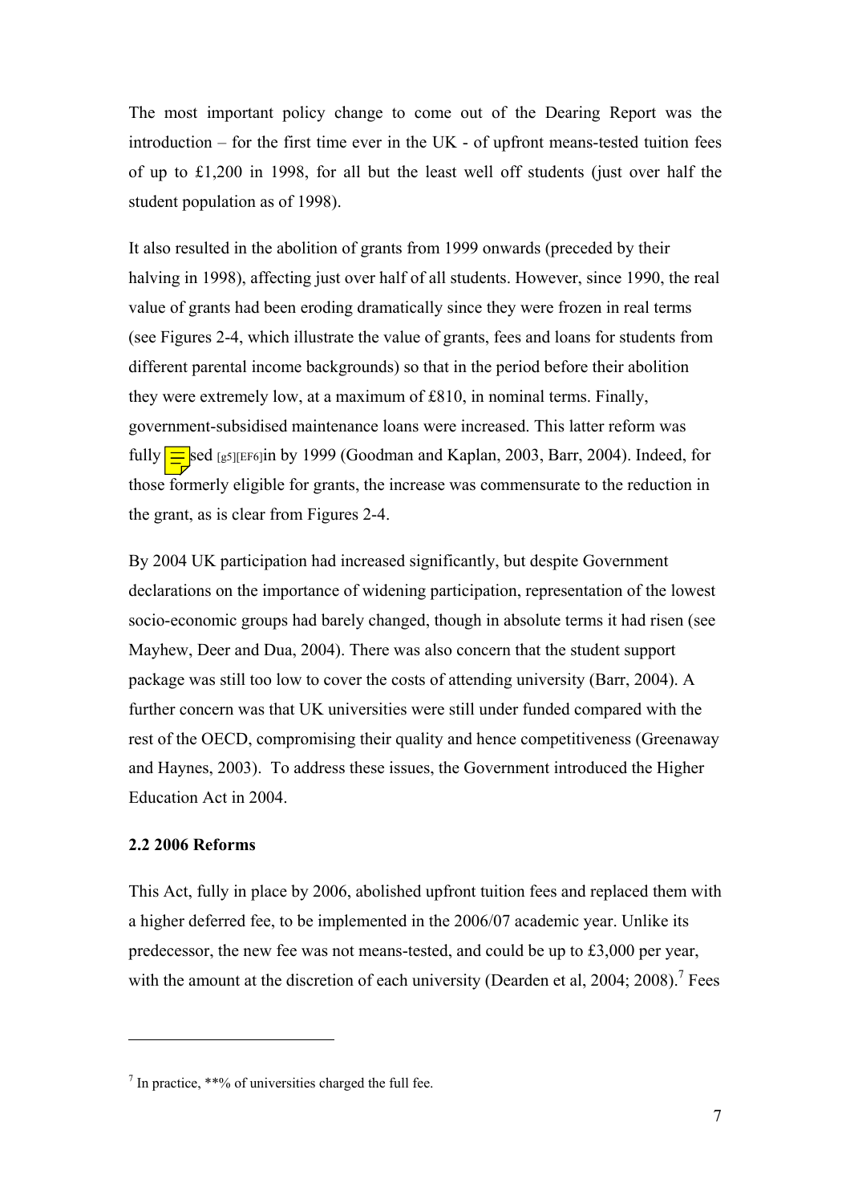The most important policy change to come out of the Dearing Report was the introduction – for the first time ever in the UK - of upfront means-tested tuition fees of up to £1,200 in 1998, for all but the least well off students (just over half the student population as of 1998).

It also resulted in the abolition of grants from 1999 onwards (preceded by their halving in 1998), affecting just over half of all students. However, since 1990, the real value of grants had been eroding dramatically since they were frozen in real terms (see Figures 2-4, which illustrate the value of grants, fees and loans for students from different parental income backgrounds) so that in the period before their abolition they were extremely low, at a maximum of £810, in nominal terms. Finally, government-subsidised maintenance loans were increased. This latter reform was fully sed [g5][EF6]in by 1999 (Goodman and Kaplan, 2003, Barr, 2004). Indeed, for those formerly eligible for grants, the increase was commensurate to the reduction in the grant, as is clear from Figures 2-4.

By 2004 UK participation had increased significantly, but despite Government declarations on the importance of widening participation, representation of the lowest socio-economic groups had barely changed, though in absolute terms it had risen (see Mayhew, Deer and Dua, 2004). There was also concern that the student support package was still too low to cover the costs of attending university (Barr, 2004). A further concern was that UK universities were still under funded compared with the rest of the OECD, compromising their quality and hence competitiveness (Greenaway and Haynes, 2003). To address these issues, the Government introduced the Higher Education Act in 2004.

### 2.2 2006 Reforms

This Act, fully in place by 2006, abolished upfront tuition fees and replaced them with a higher deferred fee, to be implemented in the 2006/07 academic year. Unlike its predecessor, the new fee was not means-tested, and could be up to £3,000 per year, with the amount at the discretion of each university (Dearden et al, 2004; 2008).[7] Fees

---

[7] In practice, **% of universities charged the full fee.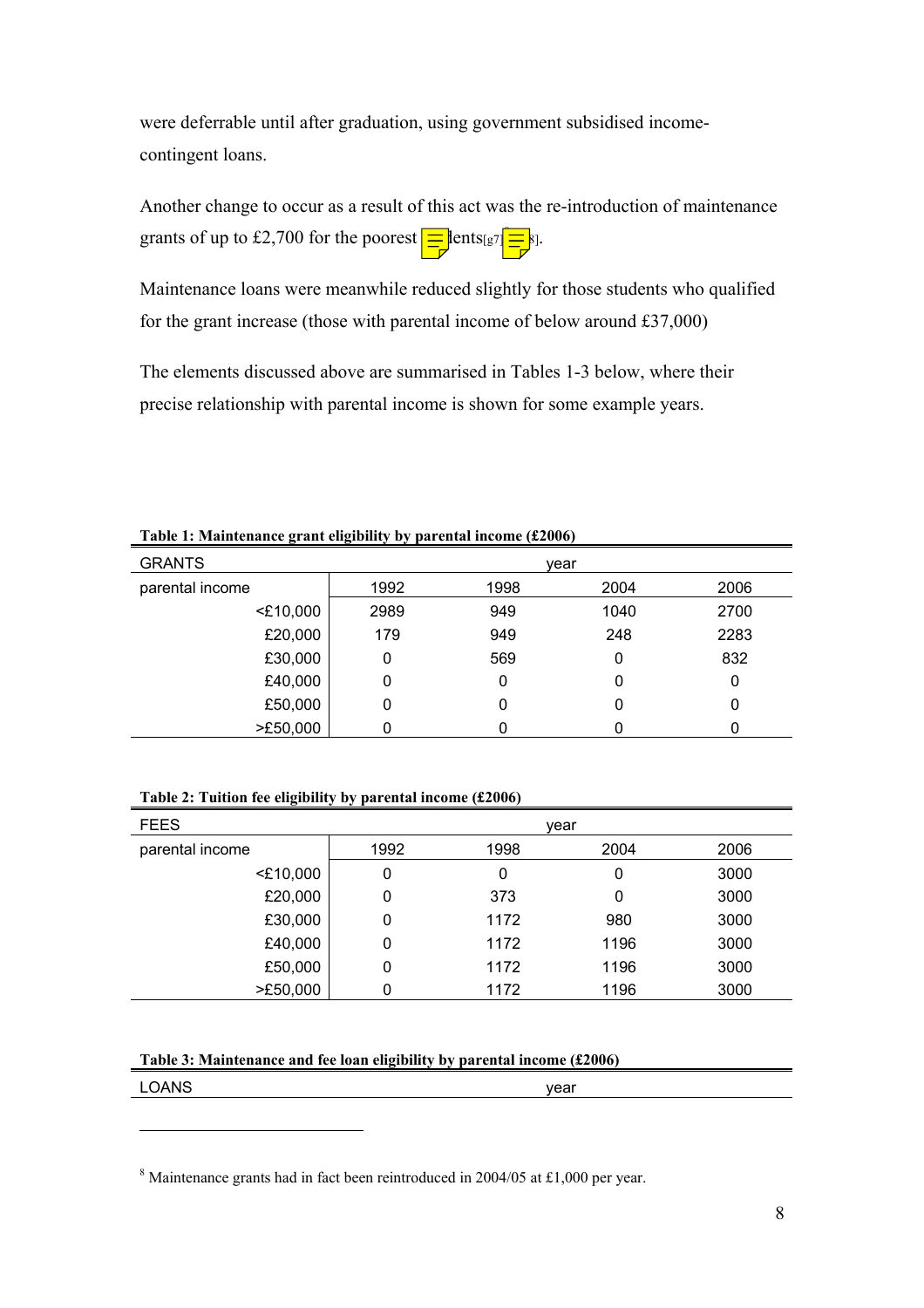were deferrable until after graduation, using government subsidised income-contingent loans.

Another change to occur as a result of this act was the re-introduction of maintenance grants of up to £2,700 for the poorest students[g7][8].

Maintenance loans were meanwhile reduced slightly for those students who qualified for the grant increase (those with parental income of below around £37,000)

The elements discussed above are summarised in Tables 1-3 below, where their precise relationship with parental income is shown for some example years.

**Table 1: Maintenance grant eligibility by parental income (£2006)**

| GRANTS | year | | | |
|---|---|---|---|---|
| parental income | 1992 | 1998 | 2004 | 2006 |
| <£10,000 | 2989 | 949 | 1040 | 2700 |
| £20,000 | 179 | 949 | 248 | 2283 |
| £30,000 | 0 | 569 | 0 | 832 |
| £40,000 | 0 | 0 | 0 | 0 |
| £50,000 | 0 | 0 | 0 | 0 |
| >£50,000 | 0 | 0 | 0 | 0 |

**Table 2: Tuition fee eligibility by parental income (£2006)**

| FEES | year | | | |
|---|---|---|---|---|
| parental income | 1992 | 1998 | 2004 | 2006 |
| <£10,000 | 0 | 0 | 0 | 3000 |
| £20,000 | 0 | 373 | 0 | 3000 |
| £30,000 | 0 | 1172 | 980 | 3000 |
| £40,000 | 0 | 1172 | 1196 | 3000 |
| £50,000 | 0 | 1172 | 1196 | 3000 |
| >£50,000 | 0 | 1172 | 1196 | 3000 |

**Table 3: Maintenance and fee loan eligibility by parental income (£2006)**

| LOANS | year |
|---|---|

[8] Maintenance grants had in fact been reintroduced in 2004/05 at £1,000 per year.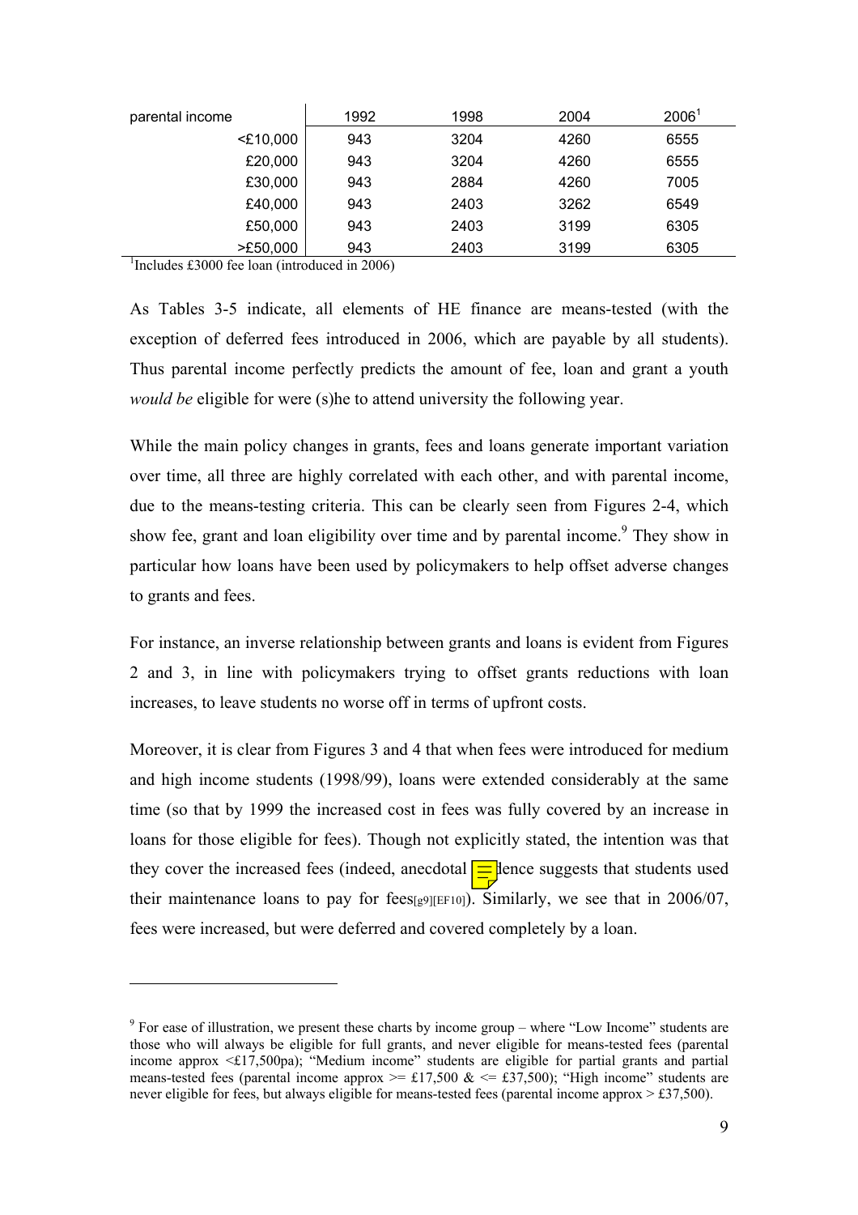| parental income | 1992 | 1998 | 2004 | 2006[1] |
|---|---|---|---|---|
| <£10,000 | 943 | 3204 | 4260 | 6555 |
| £20,000 | 943 | 3204 | 4260 | 6555 |
| £30,000 | 943 | 2884 | 4260 | 7005 |
| £40,000 | 943 | 2403 | 3262 | 6549 |
| £50,000 | 943 | 2403 | 3199 | 6305 |
| >£50,000 | 943 | 2403 | 3199 | 6305 |

[1]Includes £3000 fee loan (introduced in 2006)

As Tables 3-5 indicate, all elements of HE finance are means-tested (with the exception of deferred fees introduced in 2006, which are payable by all students). Thus parental income perfectly predicts the amount of fee, loan and grant a youth *would be* eligible for were (s)he to attend university the following year.

While the main policy changes in grants, fees and loans generate important variation over time, all three are highly correlated with each other, and with parental income, due to the means-testing criteria. This can be clearly seen from Figures 2-4, which show fee, grant and loan eligibility over time and by parental income.[9] They show in particular how loans have been used by policymakers to help offset adverse changes to grants and fees.

For instance, an inverse relationship between grants and loans is evident from Figures 2 and 3, in line with policymakers trying to offset grants reductions with loan increases, to leave students no worse off in terms of upfront costs.

Moreover, it is clear from Figures 3 and 4 that when fees were introduced for medium and high income students (1998/99), loans were extended considerably at the same time (so that by 1999 the increased cost in fees was fully covered by an increase in loans for those eligible for fees). Though not explicitly stated, the intention was that they cover the increased fees (indeed, anecdotal evidence suggests that students used their maintenance loans to pay for fees[g9][EF10]). Similarly, we see that in 2006/07, fees were increased, but were deferred and covered completely by a loan.

---

[9] For ease of illustration, we present these charts by income group – where "Low Income" students are those who will always be eligible for full grants, and never eligible for means-tested fees (parental income approx <£17,500pa); "Medium income" students are eligible for partial grants and partial means-tested fees (parental income approx >= £17,500 & <= £37,500); "High income" students are never eligible for fees, but always eligible for means-tested fees (parental income approx > £37,500).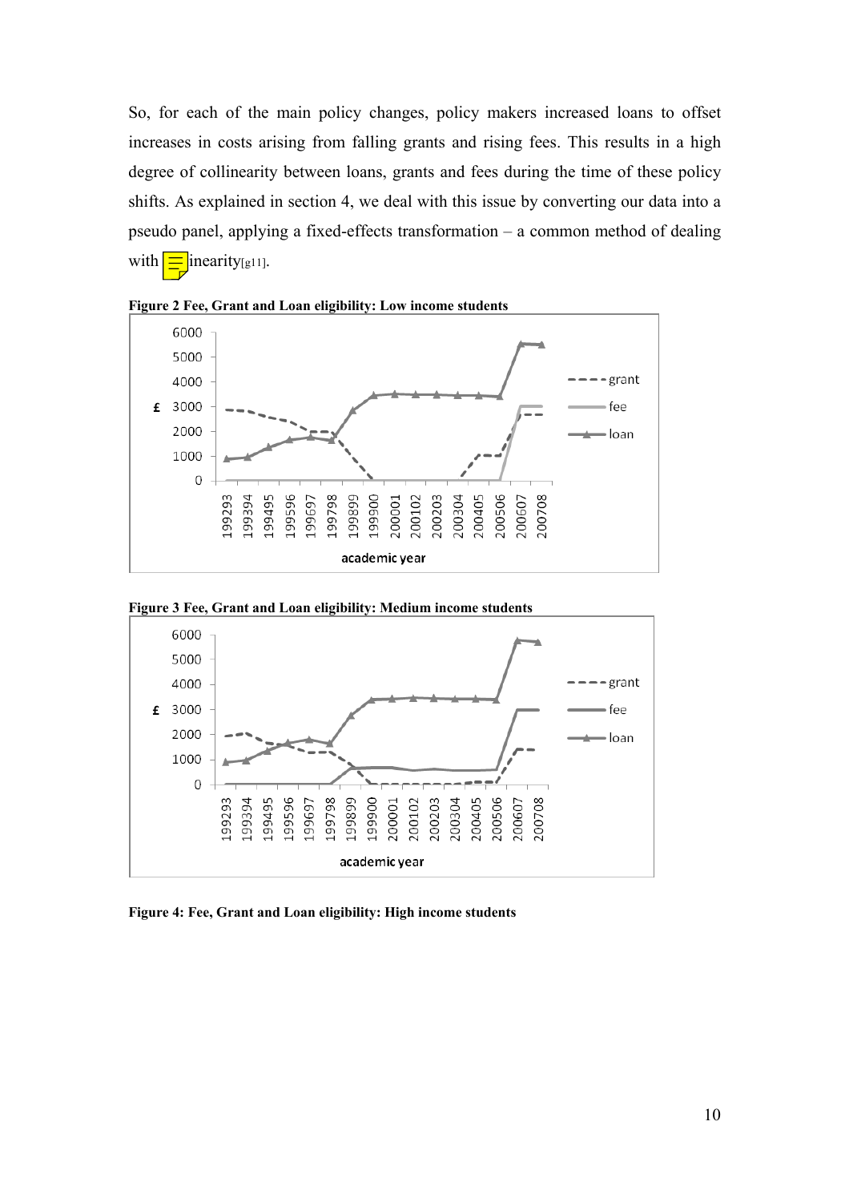So, for each of the main policy changes, policy makers increased loans to offset increases in costs arising from falling grants and rising fees. This results in a high degree of collinearity between loans, grants and fees during the time of these policy shifts. As explained in section 4, we deal with this issue by converting our data into a pseudo panel, applying a fixed-effects transformation – a common method of dealing with linearity[g11].

**Figure 2 Fee, Grant and Loan eligibility: Low income students**

**Figure 3 Fee, Grant and Loan eligibility: Medium income students**

**Figure 4: Fee, Grant and Loan eligibility: High income students**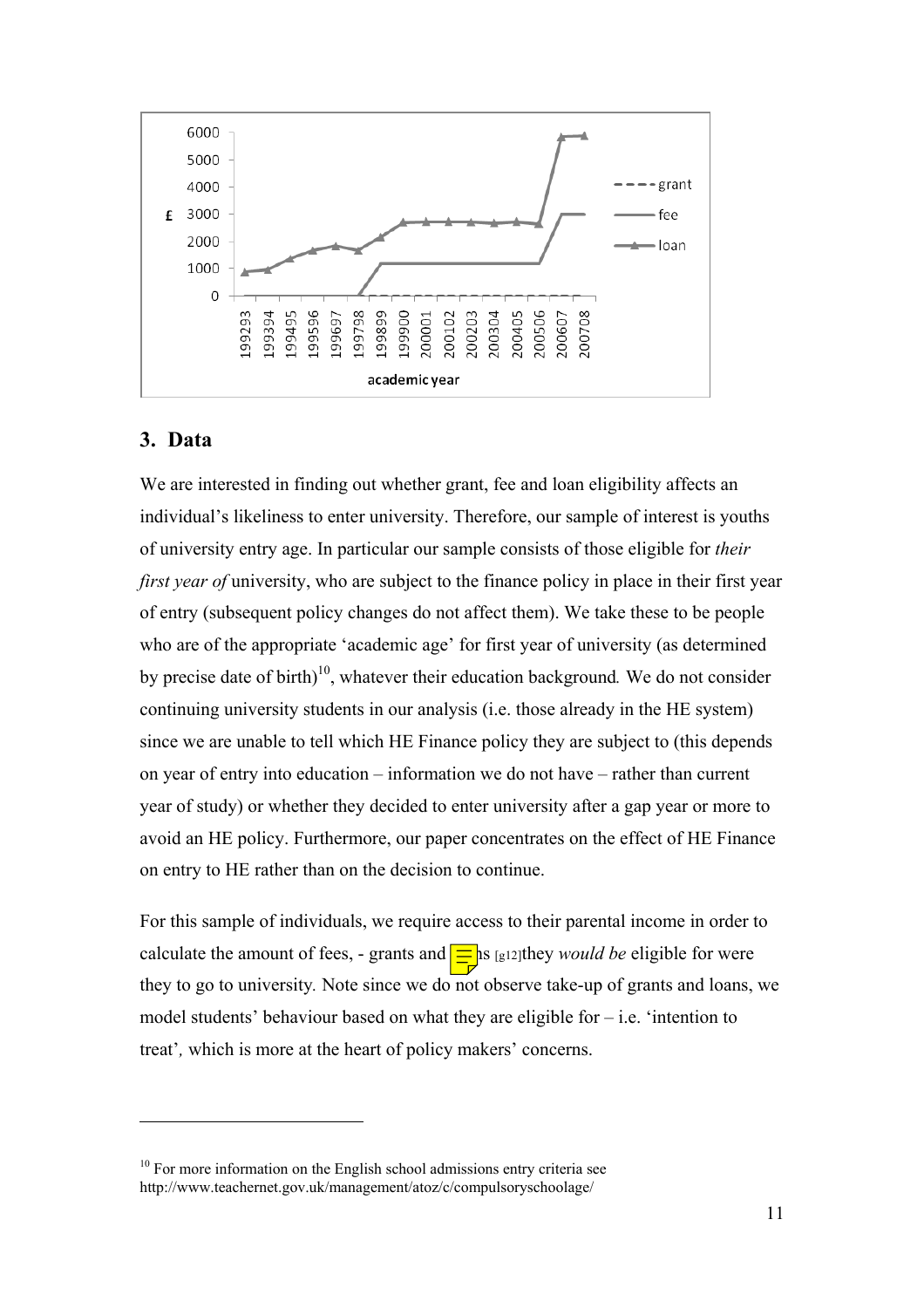## 3. Data

We are interested in finding out whether grant, fee and loan eligibility affects an individual's likeliness to enter university. Therefore, our sample of interest is youths of university entry age. In particular our sample consists of those eligible for *their first year of* university, who are subject to the finance policy in place in their first year of entry (subsequent policy changes do not affect them). We take these to be people who are of the appropriate 'academic age' for first year of university (as determined by precise date of birth)[10], whatever their education background*.* We do not consider continuing university students in our analysis (i.e. those already in the HE system) since we are unable to tell which HE Finance policy they are subject to (this depends on year of entry into education – information we do not have – rather than current year of study) or whether they decided to enter university after a gap year or more to avoid an HE policy. Furthermore, our paper concentrates on the effect of HE Finance on entry to HE rather than on the decision to continue.

For this sample of individuals, we require access to their parental income in order to calculate the amount of fees, - grants and loans [g12]they *would be* eligible for were they to go to university*.* Note since we do not observe take-up of grants and loans, we model students' behaviour based on what they are eligible for – i.e. 'intention to treat'*,* which is more at the heart of policy makers' concerns.

[10] For more information on the English school admissions entry criteria see http://www.teachernet.gov.uk/management/atoz/c/compulsoryschoolage/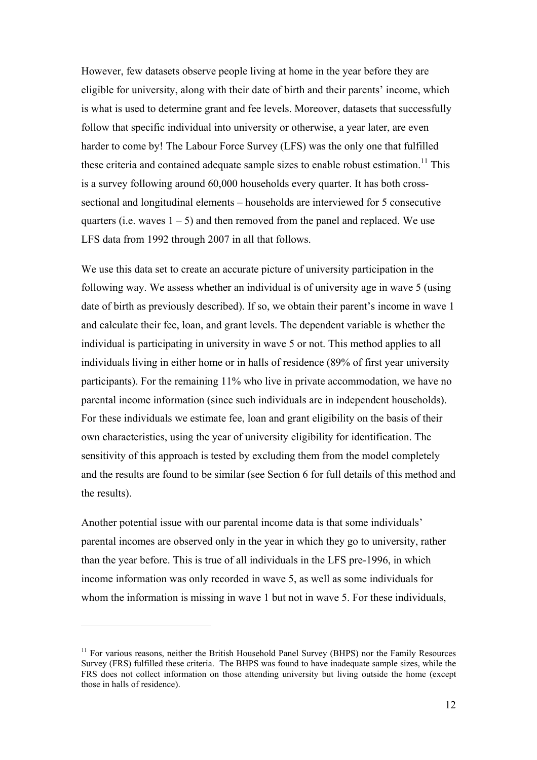However, few datasets observe people living at home in the year before they are eligible for university, along with their date of birth and their parents' income, which is what is used to determine grant and fee levels. Moreover, datasets that successfully follow that specific individual into university or otherwise, a year later, are even harder to come by! The Labour Force Survey (LFS) was the only one that fulfilled these criteria and contained adequate sample sizes to enable robust estimation.[11] This is a survey following around 60,000 households every quarter. It has both cross-sectional and longitudinal elements – households are interviewed for 5 consecutive quarters (i.e. waves 1 – 5) and then removed from the panel and replaced. We use LFS data from 1992 through 2007 in all that follows.

We use this data set to create an accurate picture of university participation in the following way. We assess whether an individual is of university age in wave 5 (using date of birth as previously described). If so, we obtain their parent's income in wave 1 and calculate their fee, loan, and grant levels. The dependent variable is whether the individual is participating in university in wave 5 or not. This method applies to all individuals living in either home or in halls of residence (89% of first year university participants). For the remaining 11% who live in private accommodation, we have no parental income information (since such individuals are in independent households). For these individuals we estimate fee, loan and grant eligibility on the basis of their own characteristics, using the year of university eligibility for identification. The sensitivity of this approach is tested by excluding them from the model completely and the results are found to be similar (see Section 6 for full details of this method and the results).

Another potential issue with our parental income data is that some individuals' parental incomes are observed only in the year in which they go to university, rather than the year before. This is true of all individuals in the LFS pre-1996, in which income information was only recorded in wave 5, as well as some individuals for whom the information is missing in wave 1 but not in wave 5. For these individuals,

---

[11] For various reasons, neither the British Household Panel Survey (BHPS) nor the Family Resources Survey (FRS) fulfilled these criteria. The BHPS was found to have inadequate sample sizes, while the FRS does not collect information on those attending university but living outside the home (except those in halls of residence).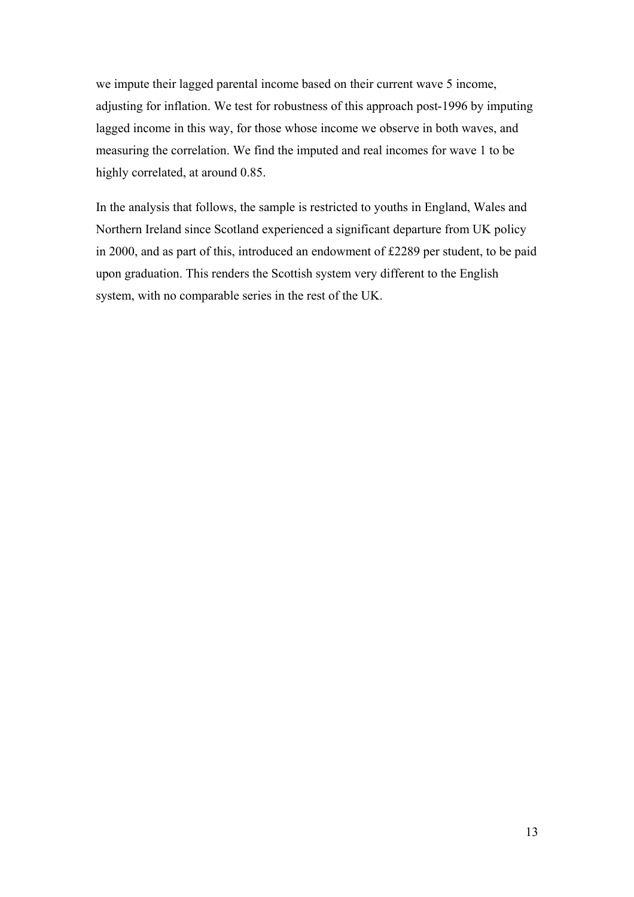we impute their lagged parental income based on their current wave 5 income, adjusting for inflation. We test for robustness of this approach post-1996 by imputing lagged income in this way, for those whose income we observe in both waves, and measuring the correlation. We find the imputed and real incomes for wave 1 to be highly correlated, at around 0.85.

In the analysis that follows, the sample is restricted to youths in England, Wales and Northern Ireland since Scotland experienced a significant departure from UK policy in 2000, and as part of this, introduced an endowment of £2289 per student, to be paid upon graduation. This renders the Scottish system very different to the English system, with no comparable series in the rest of the UK.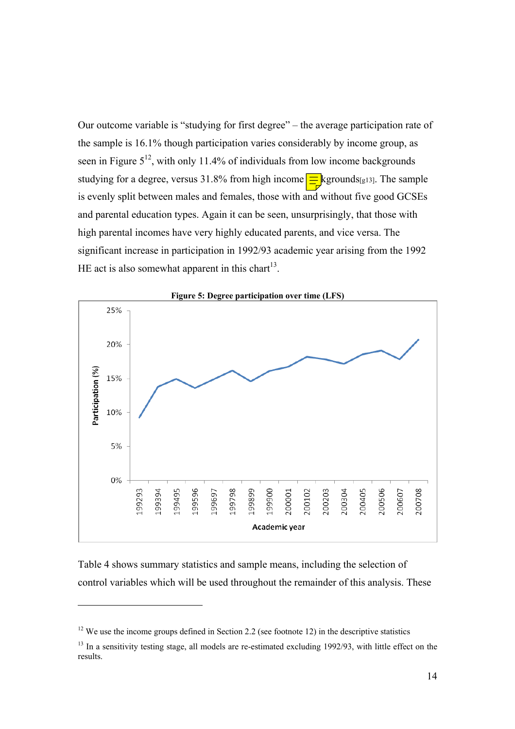Our outcome variable is "studying for first degree" – the average participation rate of the sample is 16.1% though participation varies considerably by income group, as seen in Figure 5[12], with only 11.4% of individuals from low income backgrounds studying for a degree, versus 31.8% from high income kgrounds[g13]. The sample is evenly split between males and females, those with and without five good GCSEs and parental education types. Again it can be seen, unsurprisingly, that those with high parental incomes have very highly educated parents, and vice versa. The significant increase in participation in 1992/93 academic year arising from the 1992 HE act is also somewhat apparent in this chart[13].

**Figure 5: Degree participation over time (LFS)**

Table 4 shows summary statistics and sample means, including the selection of control variables which will be used throughout the remainder of this analysis. These

---

[12] We use the income groups defined in Section 2.2 (see footnote 12) in the descriptive statistics

[13] In a sensitivity testing stage, all models are re-estimated excluding 1992/93, with little effect on the results.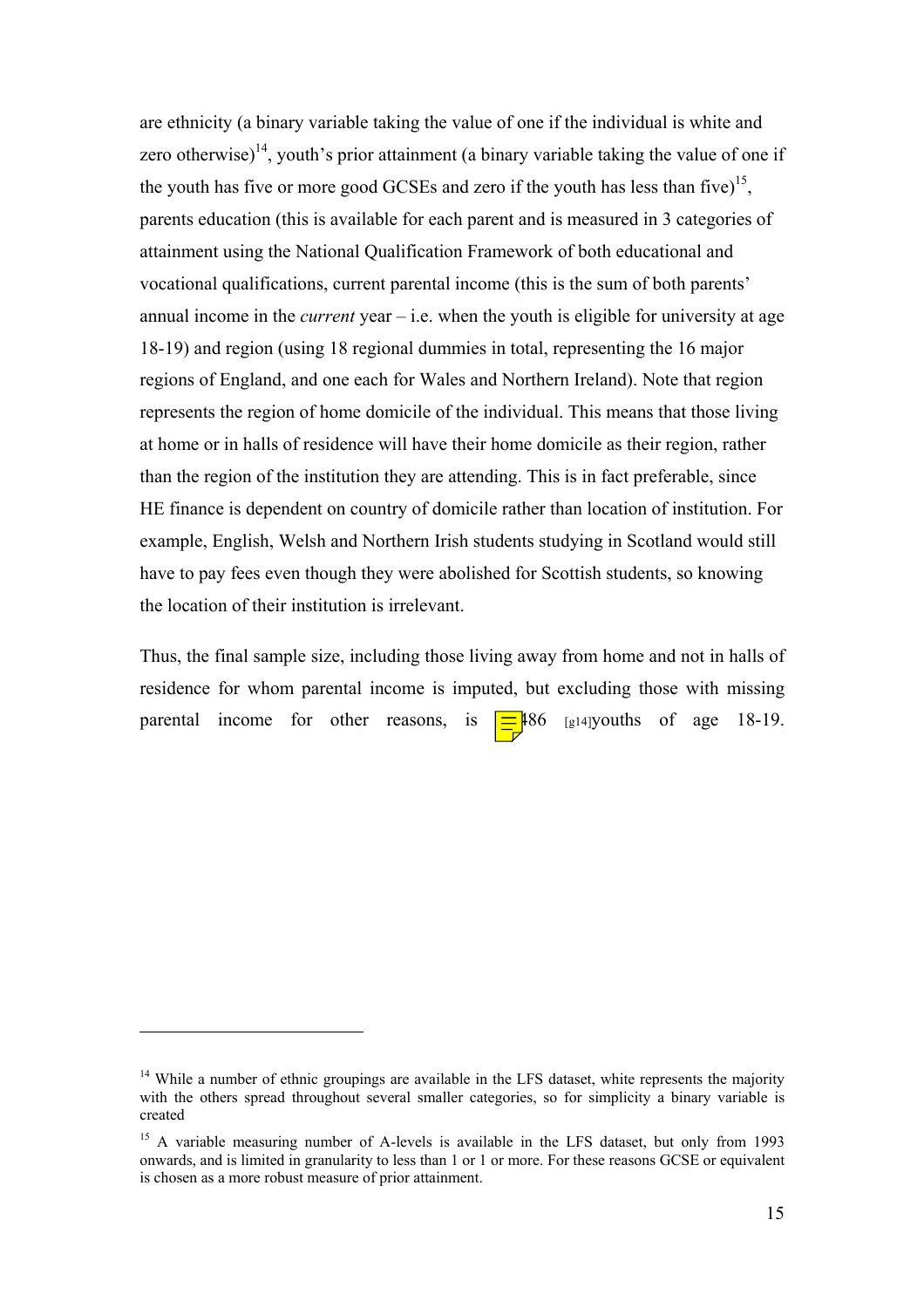are ethnicity (a binary variable taking the value of one if the individual is white and zero otherwise)[14], youth's prior attainment (a binary variable taking the value of one if the youth has five or more good GCSEs and zero if the youth has less than five)[15], parents education (this is available for each parent and is measured in 3 categories of attainment using the National Qualification Framework of both educational and vocational qualifications, current parental income (this is the sum of both parents' annual income in the *current* year – i.e. when the youth is eligible for university at age 18-19) and region (using 18 regional dummies in total, representing the 16 major regions of England, and one each for Wales and Northern Ireland). Note that region represents the region of home domicile of the individual. This means that those living at home or in halls of residence will have their home domicile as their region, rather than the region of the institution they are attending. This is in fact preferable, since HE finance is dependent on country of domicile rather than location of institution. For example, English, Welsh and Northern Irish students studying in Scotland would still have to pay fees even though they were abolished for Scottish students, so knowing the location of their institution is irrelevant.

Thus, the final sample size, including those living away from home and not in halls of residence for whom parental income is imputed, but excluding those with missing parental income for other reasons, is 486 [g14]youths of age 18-19.

[14] While a number of ethnic groupings are available in the LFS dataset, white represents the majority with the others spread throughout several smaller categories, so for simplicity a binary variable is created

[15] A variable measuring number of A-levels is available in the LFS dataset, but only from 1993 onwards, and is limited in granularity to less than 1 or 1 or more. For these reasons GCSE or equivalent is chosen as a more robust measure of prior attainment.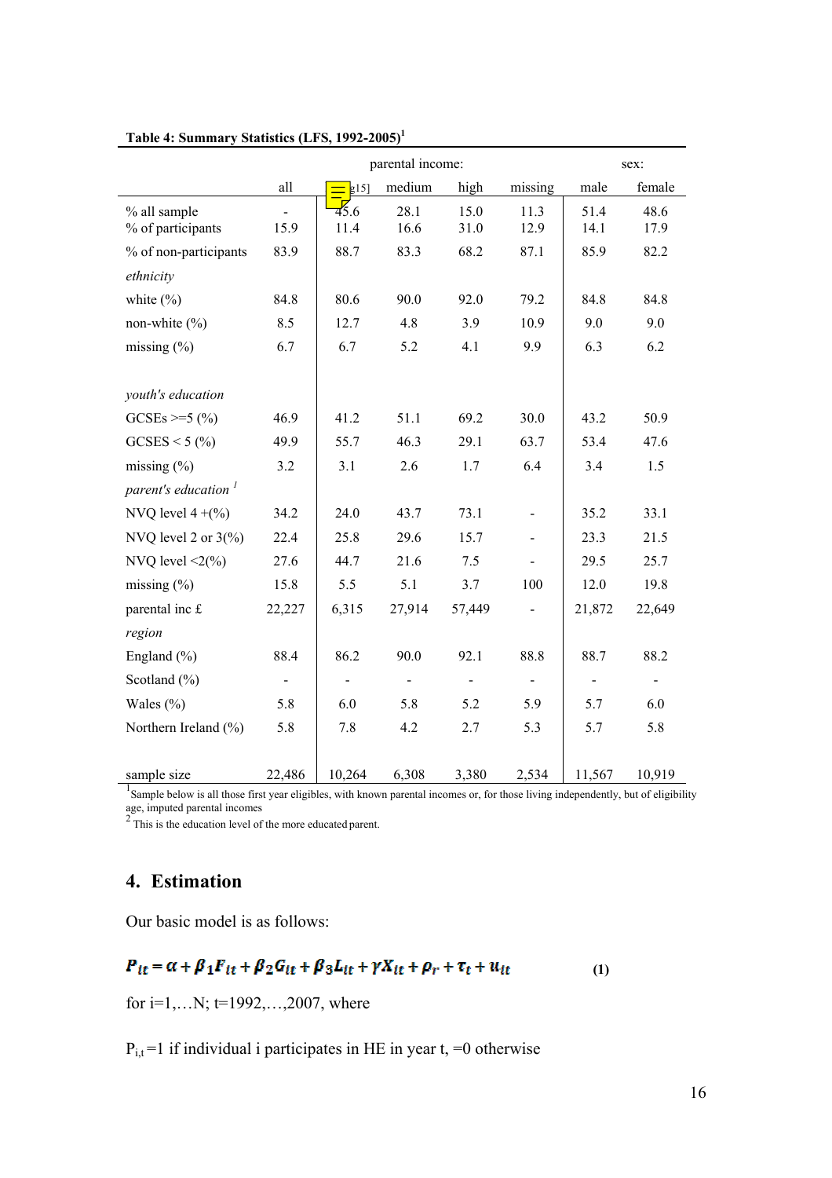**Table 4: Summary Statistics (LFS, 1992-2005)**[1]

| | all | parental income: | | | | sex: | |
|---|---|---|---|---|---|---|---|
| | | low | medium | high | missing | male | female |
| % all sample | - | 45.6 | 28.1 | 15.0 | 11.3 | 51.4 | 48.6 |
| % of participants | 15.9 | 11.4 | 16.6 | 31.0 | 12.9 | 14.1 | 17.9 |
| % of non-participants | 83.9 | 88.7 | 83.3 | 68.2 | 87.1 | 85.9 | 82.2 |
| *ethnicity* | | | | | | | |
| white (%) | 84.8 | 80.6 | 90.0 | 92.0 | 79.2 | 84.8 | 84.8 |
| non-white (%) | 8.5 | 12.7 | 4.8 | 3.9 | 10.9 | 9.0 | 9.0 |
| missing (%) | 6.7 | 6.7 | 5.2 | 4.1 | 9.9 | 6.3 | 6.2 |
| *youth's education* | | | | | | | |
| GCSEs >=5 (%) | 46.9 | 41.2 | 51.1 | 69.2 | 30.0 | 43.2 | 50.9 |
| GCSES < 5 (%) | 49.9 | 55.7 | 46.3 | 29.1 | 63.7 | 53.4 | 47.6 |
| missing (%) | 3.2 | 3.1 | 2.6 | 1.7 | 6.4 | 3.4 | 1.5 |
| *parent's education* [1] | | | | | | | |
| NVQ level 4 +(%) | 34.2 | 24.0 | 43.7 | 73.1 | - | 35.2 | 33.1 |
| NVQ level 2 or 3(%) | 22.4 | 25.8 | 29.6 | 15.7 | - | 23.3 | 21.5 |
| NVQ level <2(%) | 27.6 | 44.7 | 21.6 | 7.5 | - | 29.5 | 25.7 |
| missing (%) | 15.8 | 5.5 | 5.1 | 3.7 | 100 | 12.0 | 19.8 |
| parental inc £ | 22,227 | 6,315 | 27,914 | 57,449 | - | 21,872 | 22,649 |
| *region* | | | | | | | |
| England (%) | 88.4 | 86.2 | 90.0 | 92.1 | 88.8 | 88.7 | 88.2 |
| Scotland (%) | - | - | - | - | - | - | - |
| Wales (%) | 5.8 | 6.0 | 5.8 | 5.2 | 5.9 | 5.7 | 6.0 |
| Northern Ireland (%) | 5.8 | 7.8 | 4.2 | 2.7 | 5.3 | 5.7 | 5.8 |
| sample size | 22,486 | 10,264 | 6,308 | 3,380 | 2,534 | 11,567 | 10,919 |

[1] Sample below is all those first year eligibles, with known parental incomes or, for those living independently, but of eligibility age, imputed parental incomes

[2] This is the education level of the more educated parent.

## 4. Estimation

Our basic model is as follows:

$$P_{it} = \alpha + \beta_1 F_{it} + \beta_2 G_{it} + \beta_3 L_{it} + \gamma X_{it} + \rho_r + \tau_t + u_{it} \quad \textbf{(1)}$$

for i=1,…N; t=1992,…,2007, where

$P_{i,t}$=1 if individual i participates in HE in year t, =0 otherwise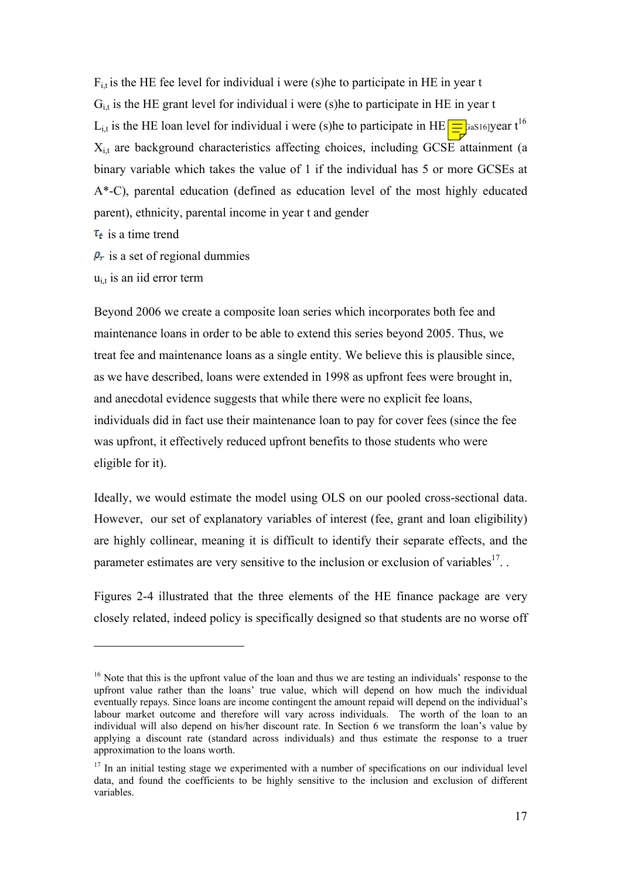$F_{i,t}$ is the HE fee level for individual i were (s)he to participate in HE in year t

$G_{i,t}$ is the HE grant level for individual i were (s)he to participate in HE in year t

$L_{i,t}$ is the HE loan level for individual i were (s)he to participate in HE [GaS16]year t[16]

$X_{i,t}$ are background characteristics affecting choices, including GCSE attainment (a binary variable which takes the value of 1 if the individual has 5 or more GCSEs at A*-C), parental education (defined as education level of the most highly educated parent), ethnicity, parental income in year t and gender

$\tau_t$ is a time trend

$\rho_r$ is a set of regional dummies

$u_{i,t}$ is an iid error term

Beyond 2006 we create a composite loan series which incorporates both fee and maintenance loans in order to be able to extend this series beyond 2005. Thus, we treat fee and maintenance loans as a single entity. We believe this is plausible since, as we have described, loans were extended in 1998 as upfront fees were brought in, and anecdotal evidence suggests that while there were no explicit fee loans, individuals did in fact use their maintenance loan to pay for cover fees (since the fee was upfront, it effectively reduced upfront benefits to those students who were eligible for it).

Ideally, we would estimate the model using OLS on our pooled cross-sectional data. However, our set of explanatory variables of interest (fee, grant and loan eligibility) are highly collinear, meaning it is difficult to identify their separate effects, and the parameter estimates are very sensitive to the inclusion or exclusion of variables[17]. .

Figures 2-4 illustrated that the three elements of the HE finance package are very closely related, indeed policy is specifically designed so that students are no worse off

---

[16] Note that this is the upfront value of the loan and thus we are testing an individuals' response to the upfront value rather than the loans' true value, which will depend on how much the individual eventually repays. Since loans are income contingent the amount repaid will depend on the individual's labour market outcome and therefore will vary across individuals. The worth of the loan to an individual will also depend on his/her discount rate. In Section 6 we transform the loan's value by applying a discount rate (standard across individuals) and thus estimate the response to a truer approximation to the loans worth.

[17] In an initial testing stage we experimented with a number of specifications on our individual level data, and found the coefficients to be highly sensitive to the inclusion and exclusion of different variables.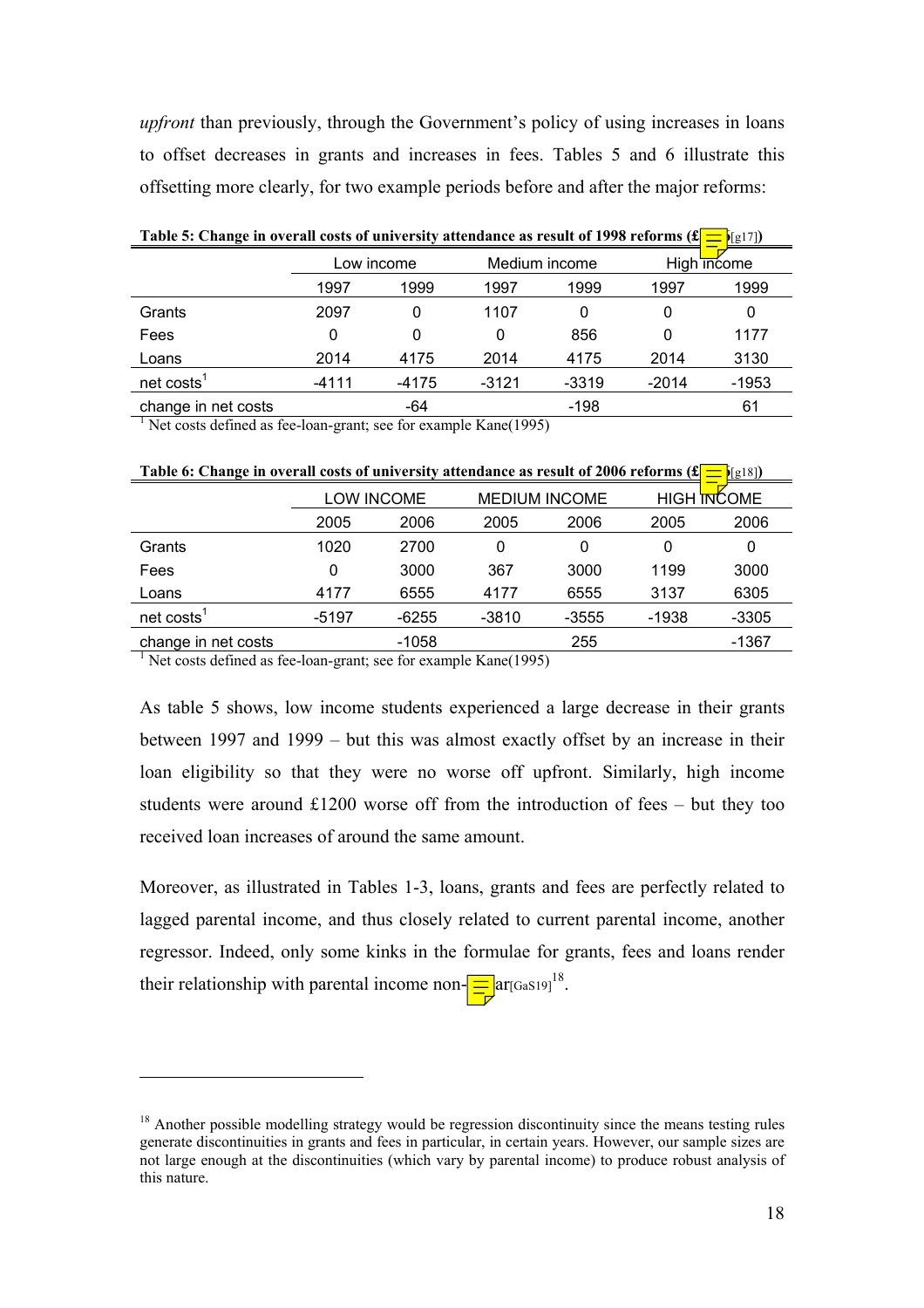*upfront* than previously, through the Government's policy of using increases in loans to offset decreases in grants and increases in fees. Tables 5 and 6 illustrate this offsetting more clearly, for two example periods before and after the major reforms:

**Table 5: Change in overall costs of university attendance as result of 1998 reforms (£[g17])**

| | Low income | | Medium income | | High income | |
|---|---|---|---|---|---|---|
| | 1997 | 1999 | 1997 | 1999 | 1997 | 1999 |
| Grants | 2097 | 0 | 1107 | 0 | 0 | 0 |
| Fees | 0 | 0 | 0 | 856 | 0 | 1177 |
| Loans | 2014 | 4175 | 2014 | 4175 | 2014 | 3130 |
| net costs[1] | -4111 | -4175 | -3121 | -3319 | -2014 | -1953 |
| change in net costs | | -64 | | -198 | | 61 |

[1] Net costs defined as fee-loan-grant; see for example Kane(1995)

**Table 6: Change in overall costs of university attendance as result of 2006 reforms (£[g18])**

| | LOW INCOME | | MEDIUM INCOME | | HIGH INCOME | |
|---|---|---|---|---|---|---|
| | 2005 | 2006 | 2005 | 2006 | 2005 | 2006 |
| Grants | 1020 | 2700 | 0 | 0 | 0 | 0 |
| Fees | 0 | 3000 | 367 | 3000 | 1199 | 3000 |
| Loans | 4177 | 6555 | 4177 | 6555 | 3137 | 6305 |
| net costs[1] | -5197 | -6255 | -3810 | -3555 | -1938 | -3305 |
| change in net costs | | -1058 | | 255 | | -1367 |

[1] Net costs defined as fee-loan-grant; see for example Kane(1995)

As table 5 shows, low income students experienced a large decrease in their grants between 1997 and 1999 – but this was almost exactly offset by an increase in their loan eligibility so that they were no worse off upfront. Similarly, high income students were around £1200 worse off from the introduction of fees – but they too received loan increases of around the same amount.

Moreover, as illustrated in Tables 1-3, loans, grants and fees are perfectly related to lagged parental income, and thus closely related to current parental income, another regressor. Indeed, only some kinks in the formulae for grants, fees and loans render their relationship with parental income non-linear[GaS19][18].

[18] Another possible modelling strategy would be regression discontinuity since the means testing rules generate discontinuities in grants and fees in particular, in certain years. However, our sample sizes are not large enough at the discontinuities (which vary by parental income) to produce robust analysis of this nature.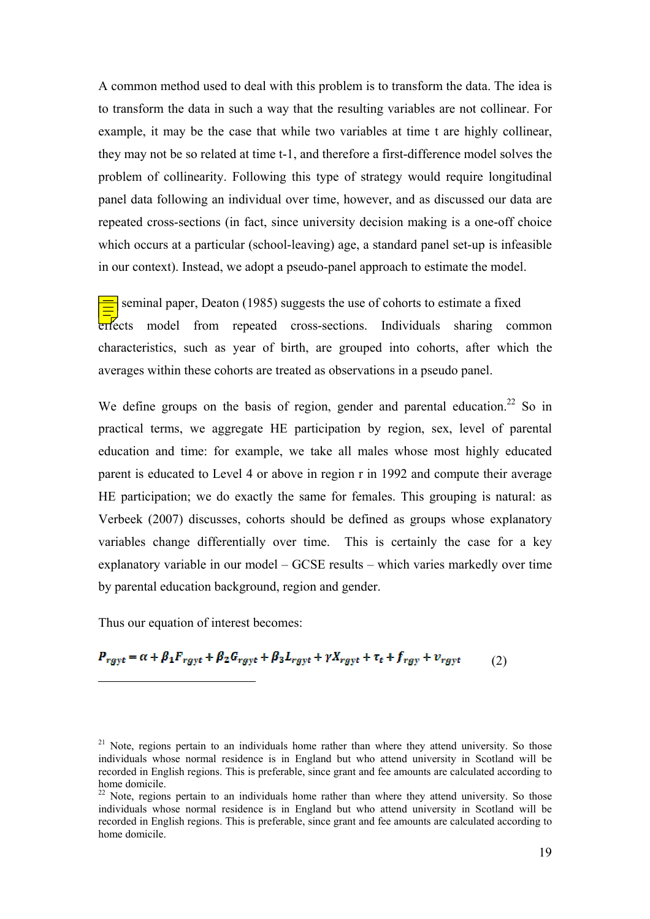A common method used to deal with this problem is to transform the data. The idea is to transform the data in such a way that the resulting variables are not collinear. For example, it may be the case that while two variables at time t are highly collinear, they may not be so related at time t-1, and therefore a first-difference model solves the problem of collinearity. Following this type of strategy would require longitudinal panel data following an individual over time, however, and as discussed our data are repeated cross-sections (in fact, since university decision making is a one-off choice which occurs at a particular (school-leaving) age, a standard panel set-up is infeasible in our context). Instead, we adopt a pseudo-panel approach to estimate the model.

seminal paper, Deaton (1985) suggests the use of cohorts to estimate a fixed effects model from repeated cross-sections. Individuals sharing common characteristics, such as year of birth, are grouped into cohorts, after which the averages within these cohorts are treated as observations in a pseudo panel.

We define groups on the basis of region, gender and parental education.[22] So in practical terms, we aggregate HE participation by region, sex, level of parental education and time: for example, we take all males whose most highly educated parent is educated to Level 4 or above in region r in 1992 and compute their average HE participation; we do exactly the same for females. This grouping is natural: as Verbeek (2007) discusses, cohorts should be defined as groups whose explanatory variables change differentially over time. This is certainly the case for a key explanatory variable in our model – GCSE results – which varies markedly over time by parental education background, region and gender.

Thus our equation of interest becomes:

$$P_{rgyt} = \alpha + \beta_1 F_{rgyt} + \beta_2 G_{rgyt} + \beta_3 L_{rgyt} + \gamma X_{rgyt} + \tau_t + f_{rgy} + v_{rgyt} \qquad (2)$$

---

[21] Note, regions pertain to an individuals home rather than where they attend university. So those individuals whose normal residence is in England but who attend university in Scotland will be recorded in English regions. This is preferable, since grant and fee amounts are calculated according to home domicile.

[22] Note, regions pertain to an individuals home rather than where they attend university. So those individuals whose normal residence is in England but who attend university in Scotland will be recorded in English regions. This is preferable, since grant and fee amounts are calculated according to home domicile.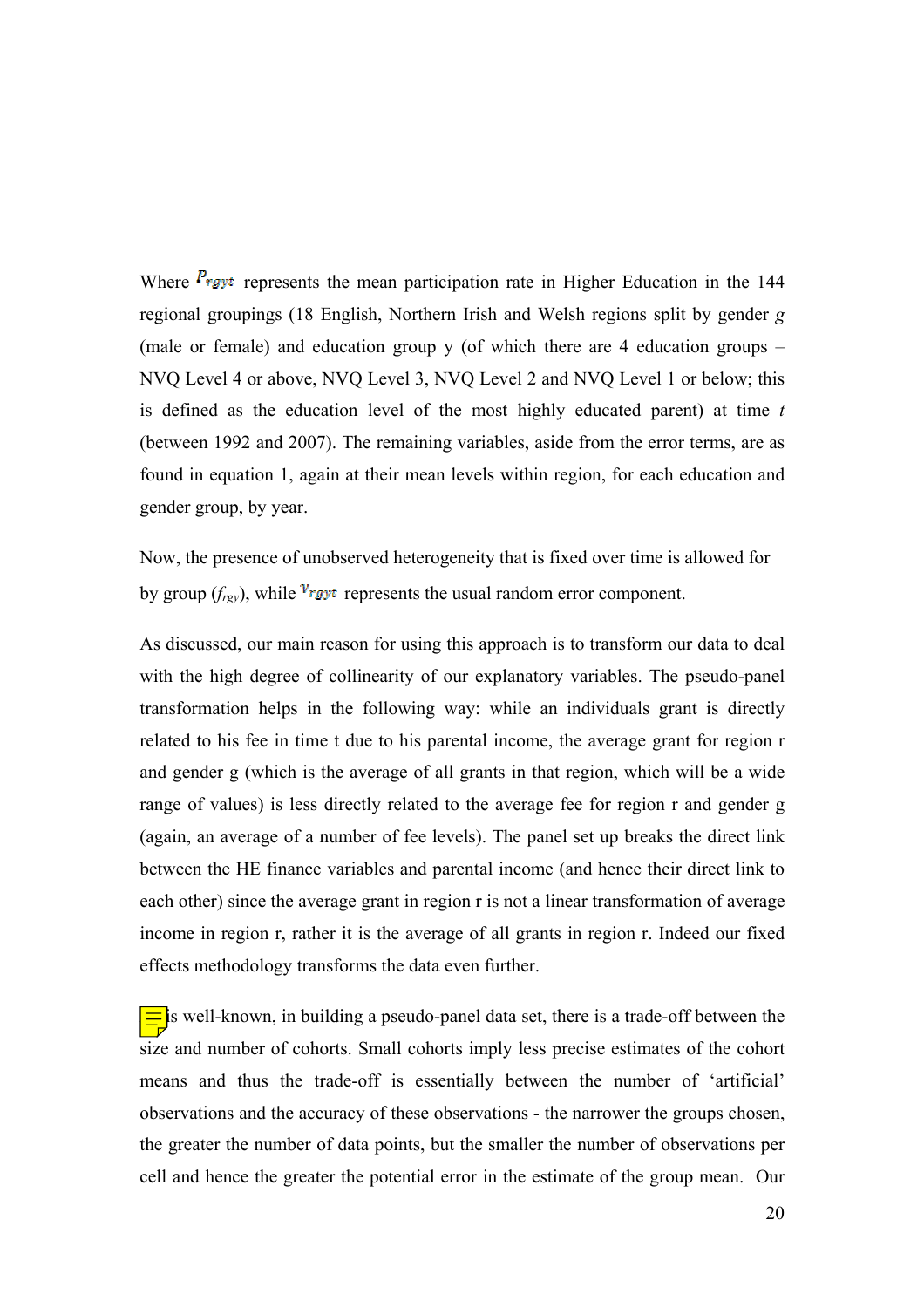Where $P_{rgyt}$ represents the mean participation rate in Higher Education in the 144 regional groupings (18 English, Northern Irish and Welsh regions split by gender *g* (male or female) and education group y (of which there are 4 education groups – NVQ Level 4 or above, NVQ Level 3, NVQ Level 2 and NVQ Level 1 or below; this is defined as the education level of the most highly educated parent) at time *t* (between 1992 and 2007). The remaining variables, aside from the error terms, are as found in equation 1, again at their mean levels within region, for each education and gender group, by year.

Now, the presence of unobserved heterogeneity that is fixed over time is allowed for by group ($f_{rgy}$), while $v_{rgyt}$ represents the usual random error component.

As discussed, our main reason for using this approach is to transform our data to deal with the high degree of collinearity of our explanatory variables. The pseudo-panel transformation helps in the following way: while an individuals grant is directly related to his fee in time t due to his parental income, the average grant for region r and gender g (which is the average of all grants in that region, which will be a wide range of values) is less directly related to the average fee for region r and gender g (again, an average of a number of fee levels). The panel set up breaks the direct link between the HE finance variables and parental income (and hence their direct link to each other) since the average grant in region r is not a linear transformation of average income in region r, rather it is the average of all grants in region r. Indeed our fixed effects methodology transforms the data even further.

As is well-known, in building a pseudo-panel data set, there is a trade-off between the size and number of cohorts. Small cohorts imply less precise estimates of the cohort means and thus the trade-off is essentially between the number of 'artificial' observations and the accuracy of these observations - the narrower the groups chosen, the greater the number of data points, but the smaller the number of observations per cell and hence the greater the potential error in the estimate of the group mean. Our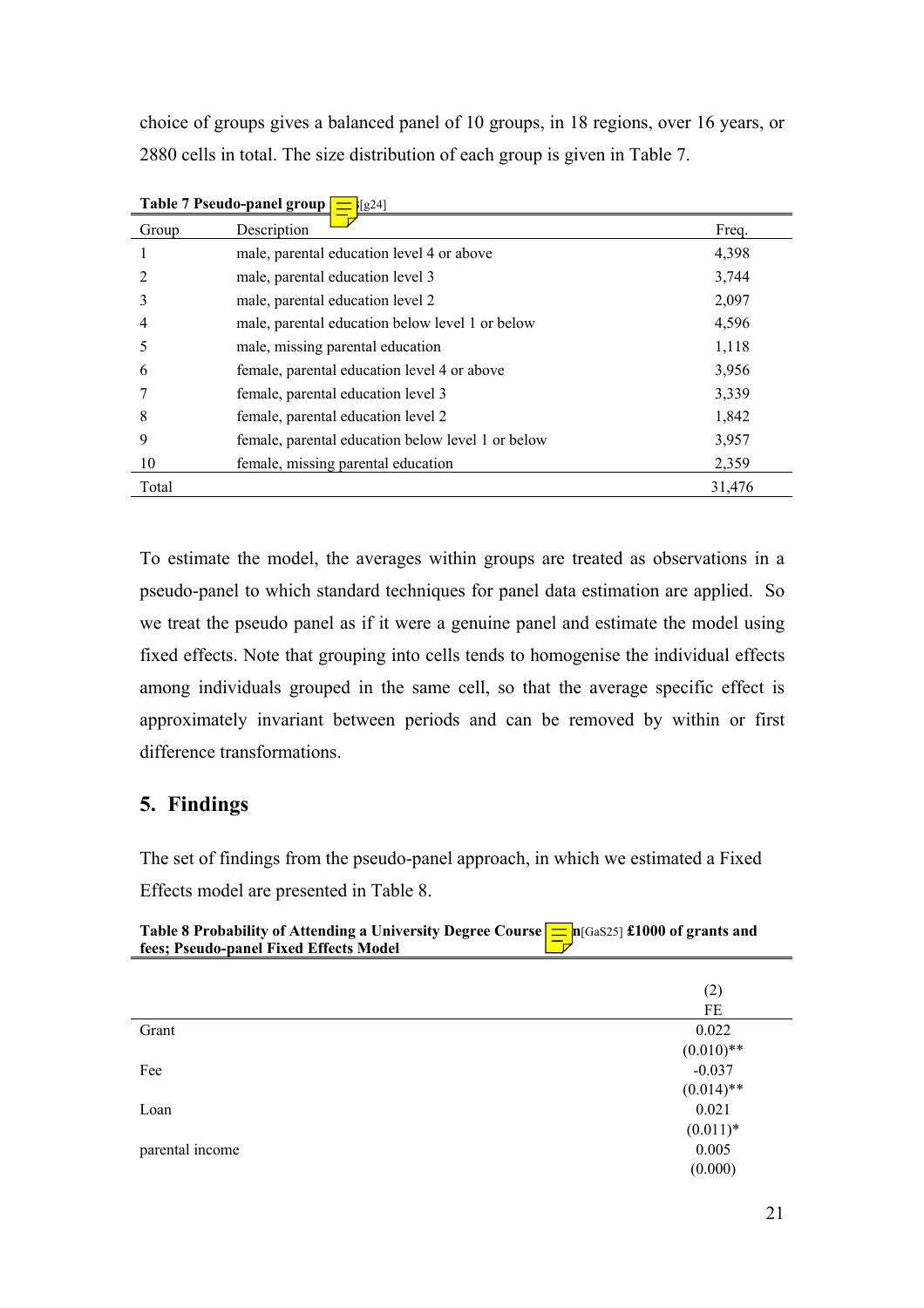choice of groups gives a balanced panel of 10 groups, in 18 regions, over 16 years, or 2880 cells in total. The size distribution of each group is given in Table 7.

**Table 7 Pseudo-panel group** [g24]

| Group | Description | Freq. |
|---|---|---|
| 1 | male, parental education level 4 or above | 4,398 |
| 2 | male, parental education level 3 | 3,744 |
| 3 | male, parental education level 2 | 2,097 |
| 4 | male, parental education below level 1 or below | 4,596 |
| 5 | male, missing parental education | 1,118 |
| 6 | female, parental education level 4 or above | 3,956 |
| 7 | female, parental education level 3 | 3,339 |
| 8 | female, parental education level 2 | 1,842 |
| 9 | female, parental education below level 1 or below | 3,957 |
| 10 | female, missing parental education | 2,359 |
| Total | | 31,476 |

To estimate the model, the averages within groups are treated as observations in a pseudo-panel to which standard techniques for panel data estimation are applied. So we treat the pseudo panel as if it were a genuine panel and estimate the model using fixed effects. Note that grouping into cells tends to homogenise the individual effects among individuals grouped in the same cell, so that the average specific effect is approximately invariant between periods and can be removed by within or first difference transformations.

## 5. Findings

The set of findings from the pseudo-panel approach, in which we estimated a Fixed Effects model are presented in Table 8.

**Table 8 Probability of Attending a University Degree Course n[GaS25] £1000 of grants and fees; Pseudo-panel Fixed Effects Model**

| | (2) |
|---|---|
| | FE |
| Grant | 0.022 |
| | (0.010)** |
| Fee | -0.037 |
| | (0.014)** |
| Loan | 0.021 |
| | (0.011)* |
| parental income | 0.005 |
| | (0.000) |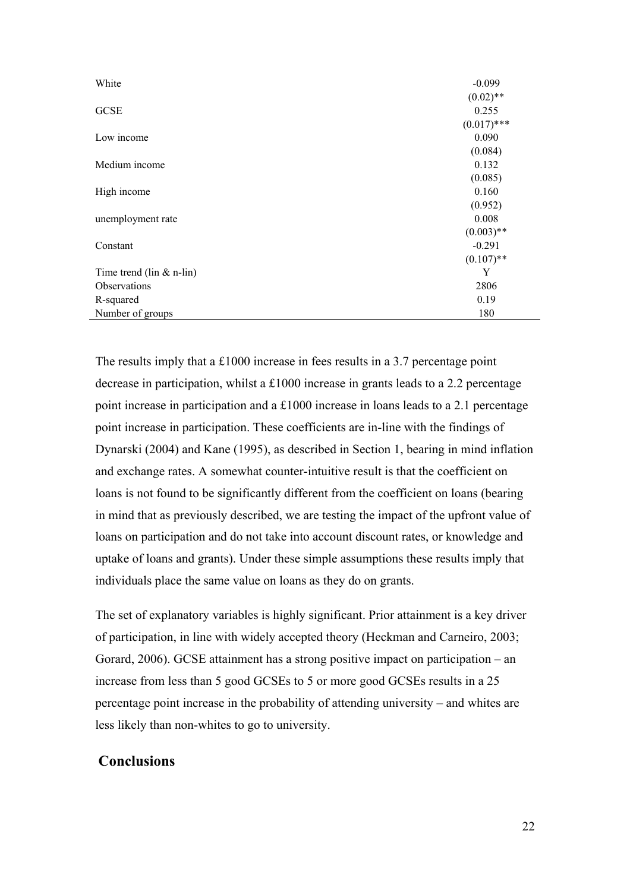| | |
|---|---|
| White | -0.099 |
| | (0.02)** |
| GCSE | 0.255 |
| | (0.017)*** |
| Low income | 0.090 |
| | (0.084) |
| Medium income | 0.132 |
| | (0.085) |
| High income | 0.160 |
| | (0.952) |
| unemployment rate | 0.008 |
| | (0.003)** |
| Constant | -0.291 |
| | (0.107)** |
| Time trend (lin & n-lin) | Y |
| Observations | 2806 |
| R-squared | 0.19 |
| Number of groups | 180 |

The results imply that a £1000 increase in fees results in a 3.7 percentage point decrease in participation, whilst a £1000 increase in grants leads to a 2.2 percentage point increase in participation and a £1000 increase in loans leads to a 2.1 percentage point increase in participation. These coefficients are in-line with the findings of Dynarski (2004) and Kane (1995), as described in Section 1, bearing in mind inflation and exchange rates. A somewhat counter-intuitive result is that the coefficient on loans is not found to be significantly different from the coefficient on loans (bearing in mind that as previously described, we are testing the impact of the upfront value of loans on participation and do not take into account discount rates, or knowledge and uptake of loans and grants). Under these simple assumptions these results imply that individuals place the same value on loans as they do on grants.

The set of explanatory variables is highly significant. Prior attainment is a key driver of participation, in line with widely accepted theory (Heckman and Carneiro, 2003; Gorard, 2006). GCSE attainment has a strong positive impact on participation – an increase from less than 5 good GCSEs to 5 or more good GCSEs results in a 25 percentage point increase in the probability of attending university – and whites are less likely than non-whites to go to university.

## Conclusions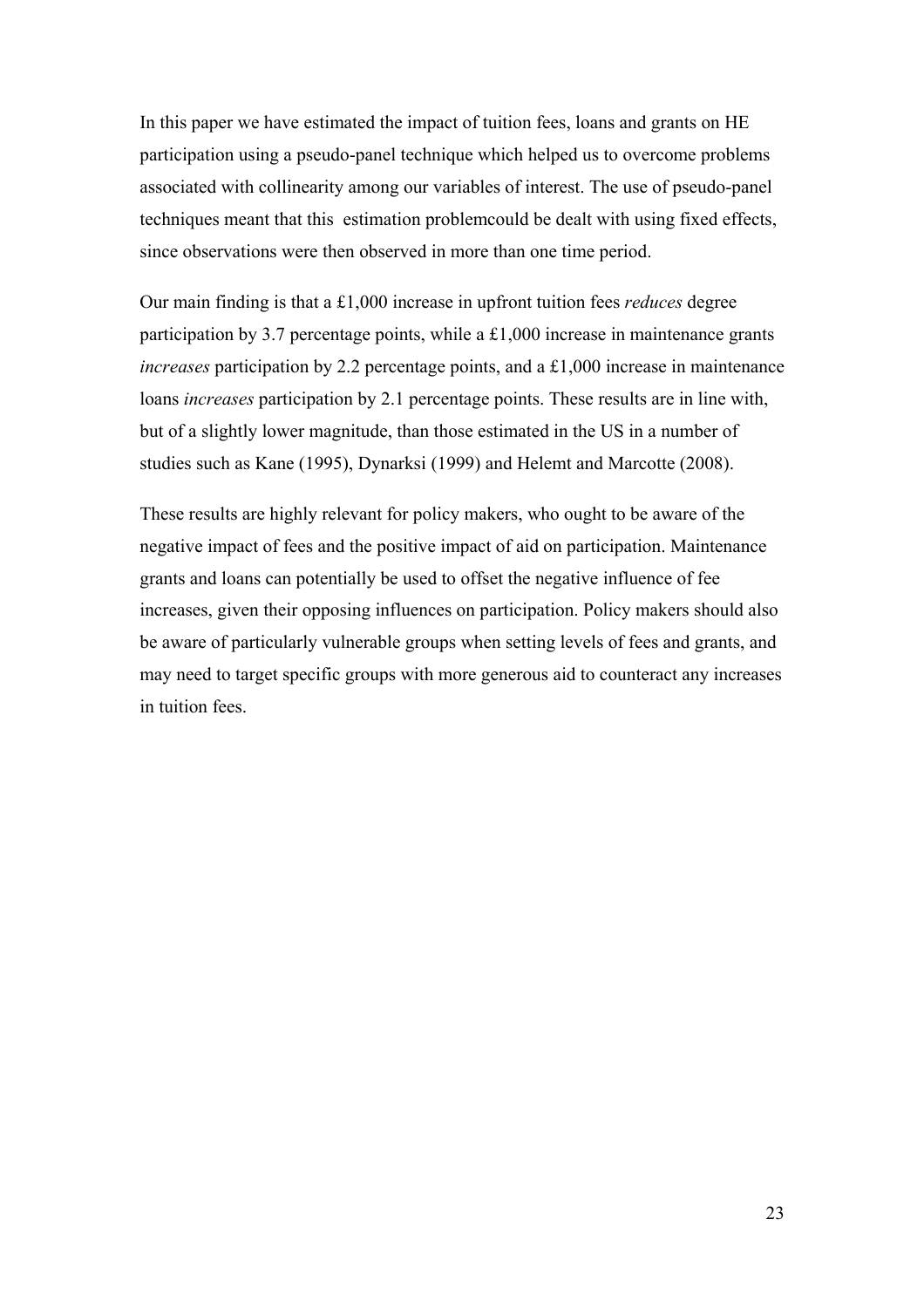In this paper we have estimated the impact of tuition fees, loans and grants on HE participation using a pseudo-panel technique which helped us to overcome problems associated with collinearity among our variables of interest. The use of pseudo-panel techniques meant that this  estimation problemcould be dealt with using fixed effects, since observations were then observed in more than one time period.

Our main finding is that a £1,000 increase in upfront tuition fees *reduces* degree participation by 3.7 percentage points, while a £1,000 increase in maintenance grants *increases* participation by 2.2 percentage points, and a £1,000 increase in maintenance loans *increases* participation by 2.1 percentage points. These results are in line with, but of a slightly lower magnitude, than those estimated in the US in a number of studies such as Kane (1995), Dynarksi (1999) and Helemt and Marcotte (2008).

These results are highly relevant for policy makers, who ought to be aware of the negative impact of fees and the positive impact of aid on participation. Maintenance grants and loans can potentially be used to offset the negative influence of fee increases, given their opposing influences on participation. Policy makers should also be aware of particularly vulnerable groups when setting levels of fees and grants, and may need to target specific groups with more generous aid to counteract any increases in tuition fees.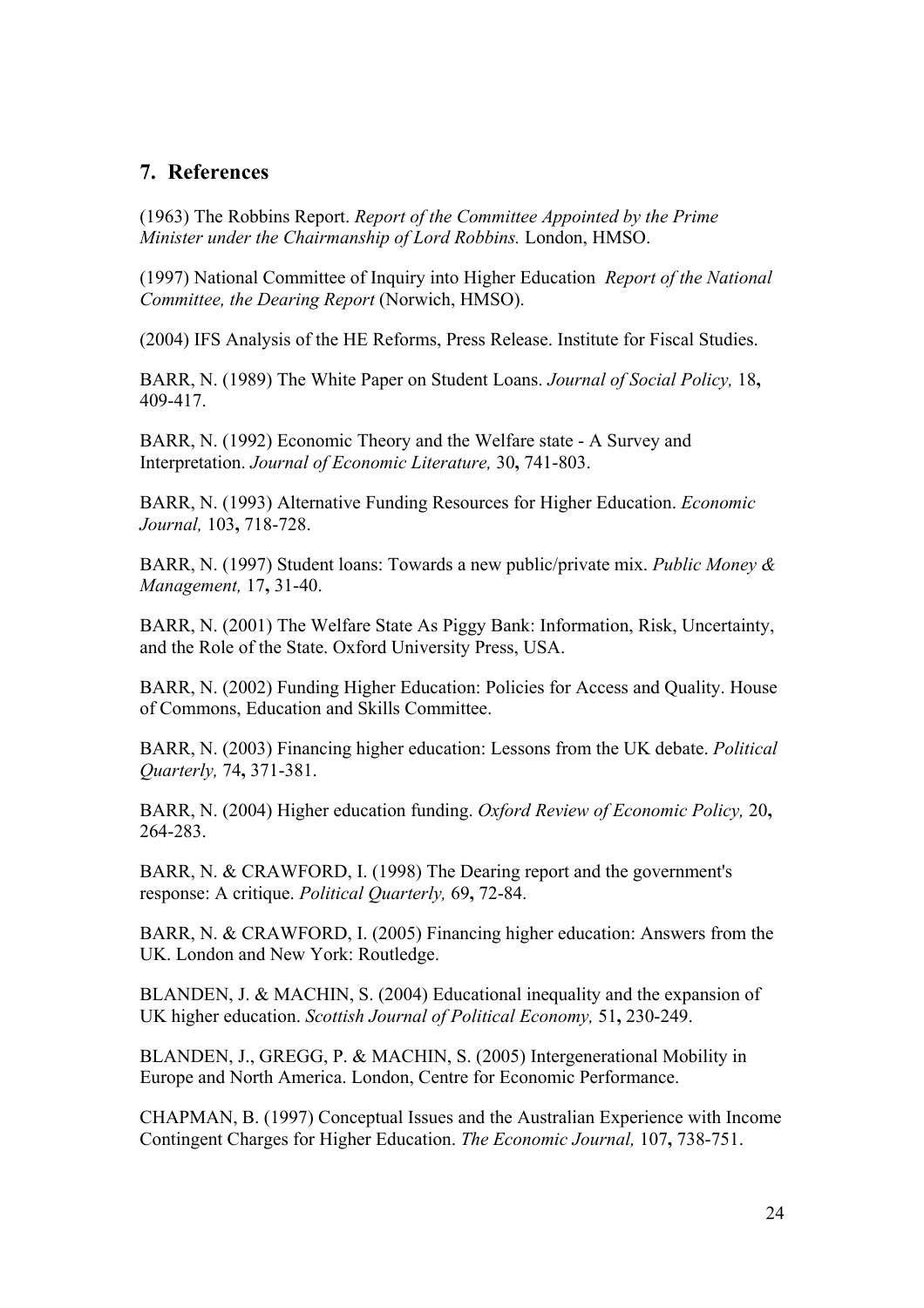## 7. References

(1963) The Robbins Report. *Report of the Committee Appointed by the Prime Minister under the Chairmanship of Lord Robbins.* London, HMSO.

(1997) National Committee of Inquiry into Higher Education *Report of the National Committee, the Dearing Report* (Norwich, HMSO).

(2004) IFS Analysis of the HE Reforms, Press Release. Institute for Fiscal Studies.

BARR, N. (1989) The White Paper on Student Loans. *Journal of Social Policy,* 18**,** 409-417.

BARR, N. (1992) Economic Theory and the Welfare state - A Survey and Interpretation. *Journal of Economic Literature,* 30**,** 741-803.

BARR, N. (1993) Alternative Funding Resources for Higher Education. *Economic Journal,* 103**,** 718-728.

BARR, N. (1997) Student loans: Towards a new public/private mix. *Public Money & Management,* 17**,** 31-40.

BARR, N. (2001) The Welfare State As Piggy Bank: Information, Risk, Uncertainty, and the Role of the State. Oxford University Press, USA.

BARR, N. (2002) Funding Higher Education: Policies for Access and Quality. House of Commons, Education and Skills Committee.

BARR, N. (2003) Financing higher education: Lessons from the UK debate. *Political Quarterly,* 74**,** 371-381.

BARR, N. (2004) Higher education funding. *Oxford Review of Economic Policy,* 20**,** 264-283.

BARR, N. & CRAWFORD, I. (1998) The Dearing report and the government's response: A critique. *Political Quarterly,* 69**,** 72-84.

BARR, N. & CRAWFORD, I. (2005) Financing higher education: Answers from the UK. London and New York: Routledge.

BLANDEN, J. & MACHIN, S. (2004) Educational inequality and the expansion of UK higher education. *Scottish Journal of Political Economy,* 51**,** 230-249.

BLANDEN, J., GREGG, P. & MACHIN, S. (2005) Intergenerational Mobility in Europe and North America. London, Centre for Economic Performance.

CHAPMAN, B. (1997) Conceptual Issues and the Australian Experience with Income Contingent Charges for Higher Education. *The Economic Journal,* 107**,** 738-751.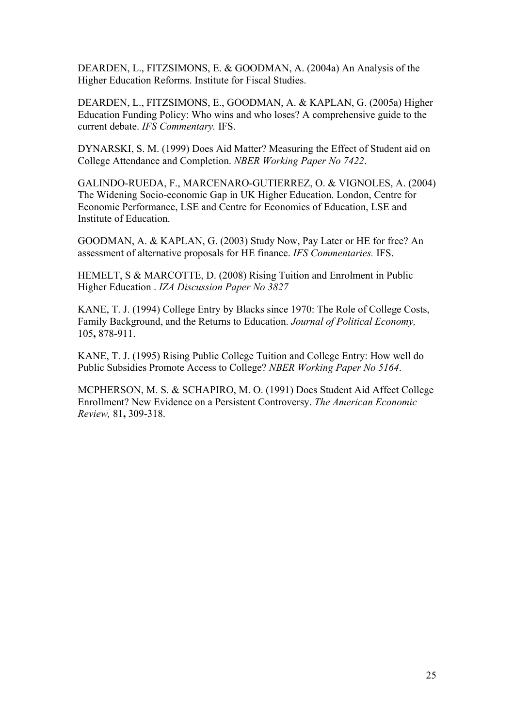DEARDEN, L., FITZSIMONS, E. & GOODMAN, A. (2004a) An Analysis of the Higher Education Reforms. Institute for Fiscal Studies.

DEARDEN, L., FITZSIMONS, E., GOODMAN, A. & KAPLAN, G. (2005a) Higher Education Funding Policy: Who wins and who loses? A comprehensive guide to the current debate. *IFS Commentary.* IFS.

DYNARSKI, S. M. (1999) Does Aid Matter? Measuring the Effect of Student aid on College Attendance and Completion. *NBER Working Paper No 7422*.

GALINDO-RUEDA, F., MARCENARO-GUTIERREZ, O. & VIGNOLES, A. (2004) The Widening Socio-economic Gap in UK Higher Education. London, Centre for Economic Performance, LSE and Centre for Economics of Education, LSE and Institute of Education.

GOODMAN, A. & KAPLAN, G. (2003) Study Now, Pay Later or HE for free? An assessment of alternative proposals for HE finance. *IFS Commentaries.* IFS.

HEMELT, S & MARCOTTE, D. (2008) Rising Tuition and Enrolment in Public Higher Education . *IZA Discussion Paper No 3827*

KANE, T. J. (1994) College Entry by Blacks since 1970: The Role of College Costs, Family Background, and the Returns to Education. *Journal of Political Economy,* 105**,** 878-911.

KANE, T. J. (1995) Rising Public College Tuition and College Entry: How well do Public Subsidies Promote Access to College? *NBER Working Paper No 5164*.

MCPHERSON, M. S. & SCHAPIRO, M. O. (1991) Does Student Aid Affect College Enrollment? New Evidence on a Persistent Controversy. *The American Economic Review,* 81**,** 309-318.